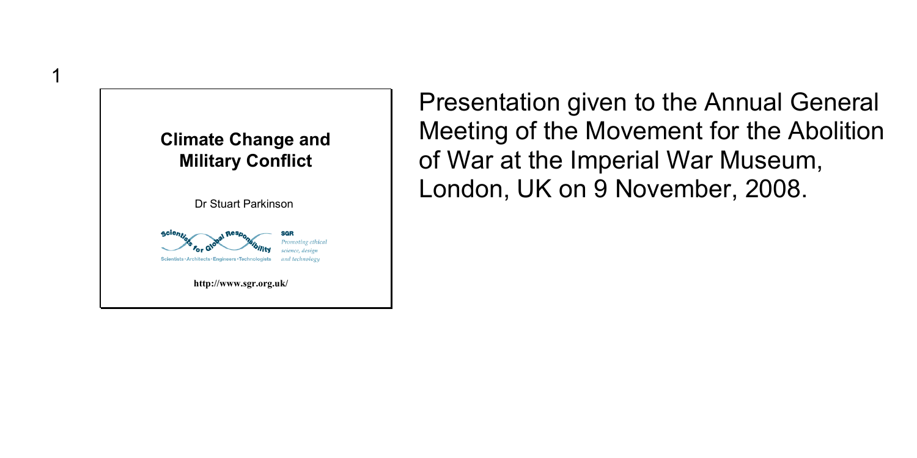## Climate Change and Military Conflict

Dr Stuart Parkinson

Scientists for Global Responsibility

Scientists · Architects · Engineers · Technologists

**SGR**

*Promoting ethical science, design and technology*

**http://www.sgr.org.uk/**

Presentation given to the Annual General Meeting of the Movement for the Abolition of War at the Imperial War Museum, London, UK on 9 November, 2008.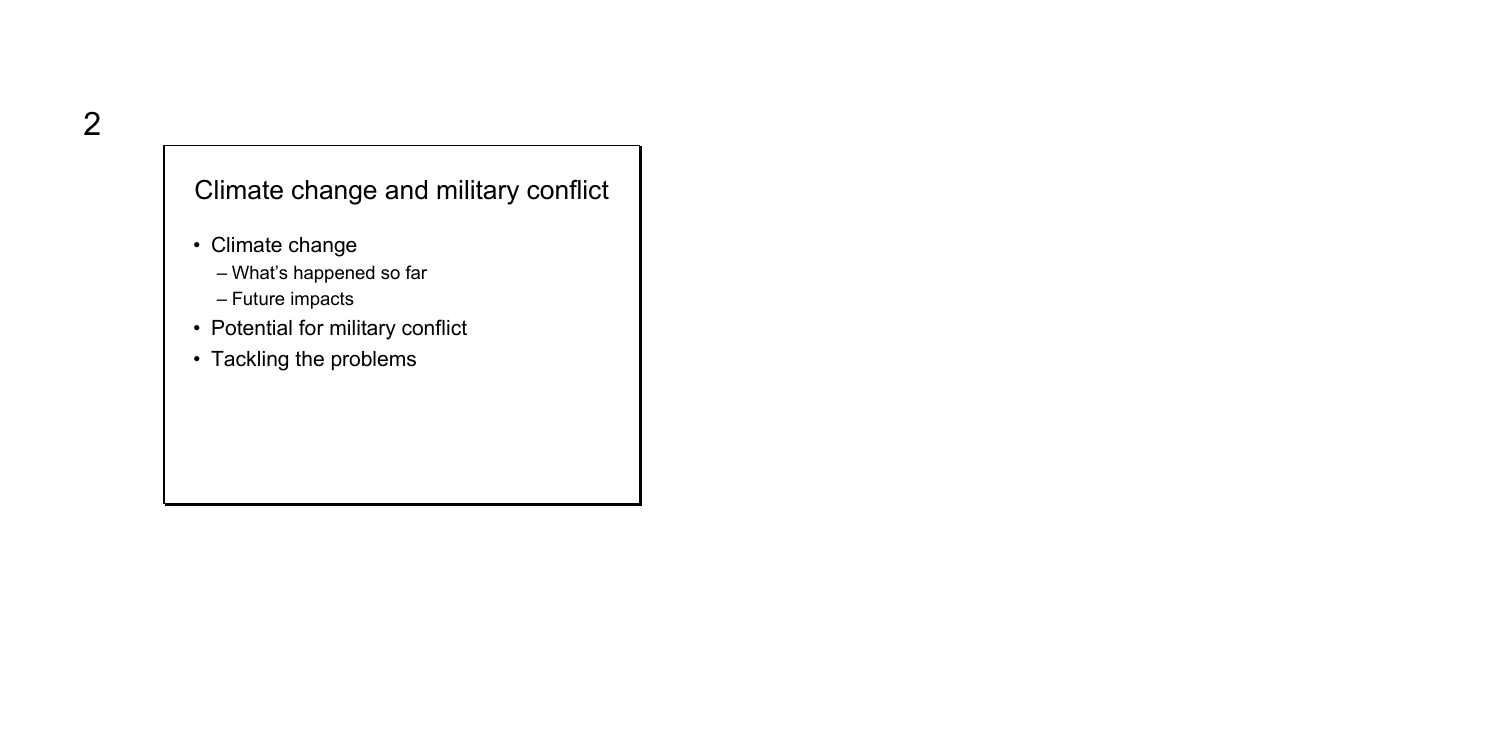## Climate change and military conflict

- Climate change
  - What's happened so far
  - Future impacts
- Potential for military conflict
- Tackling the problems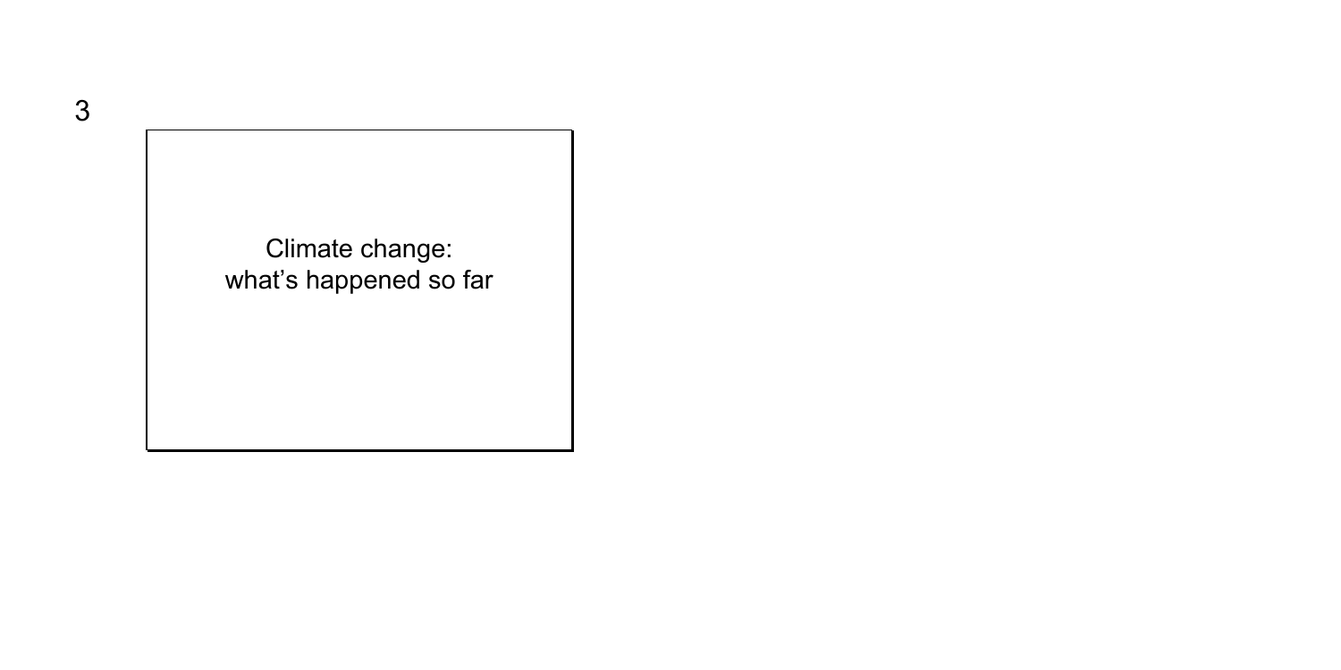Climate change:
what's happened so far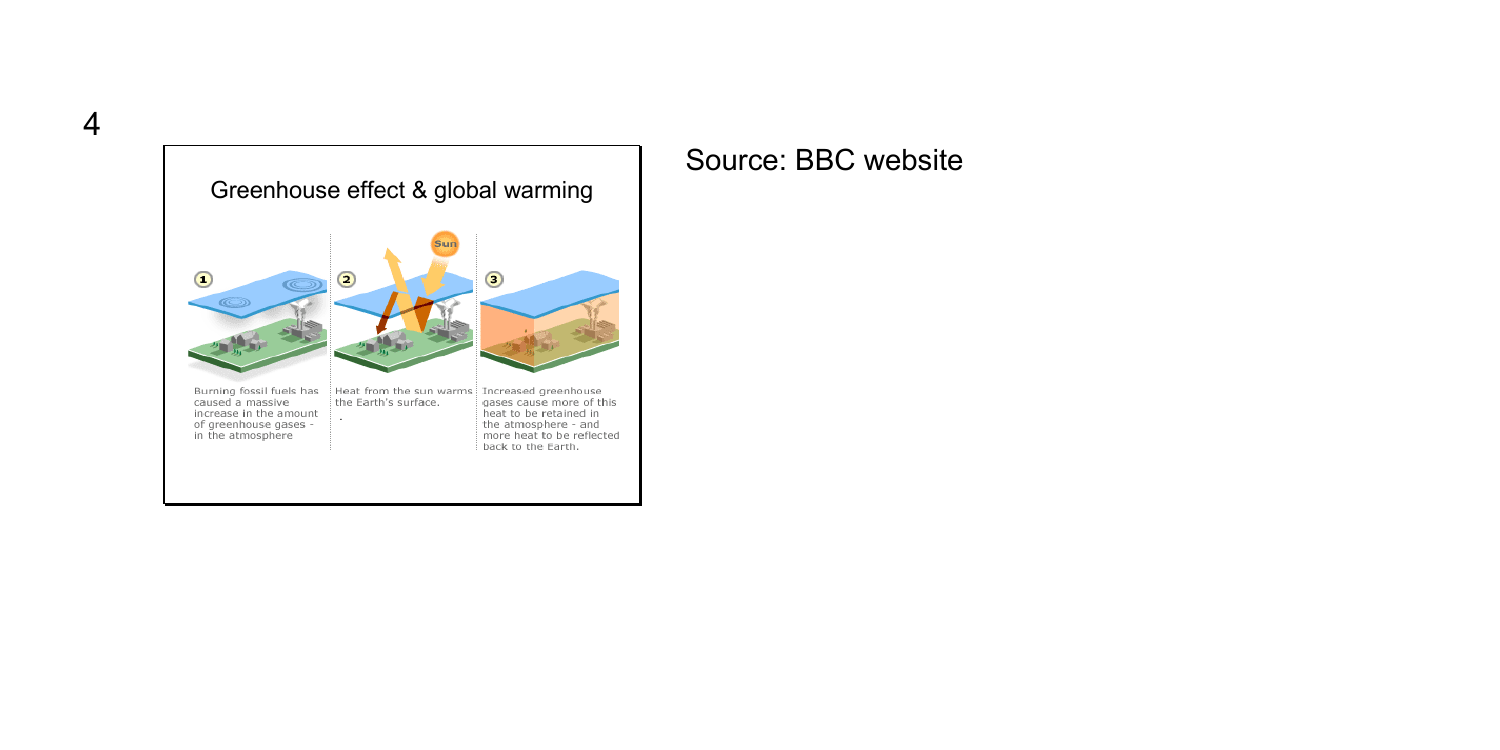## Greenhouse effect & global warming

1. Burning fossil fuels has caused a massive increase in the amount of greenhouse gases - in the atmosphere

2. Heat from the sun warms the Earth's surface.

3. Increased greenhouse gases cause more of this heat to be retained in the atmosphere - and more heat to be reflected back to the Earth.

Source: BBC website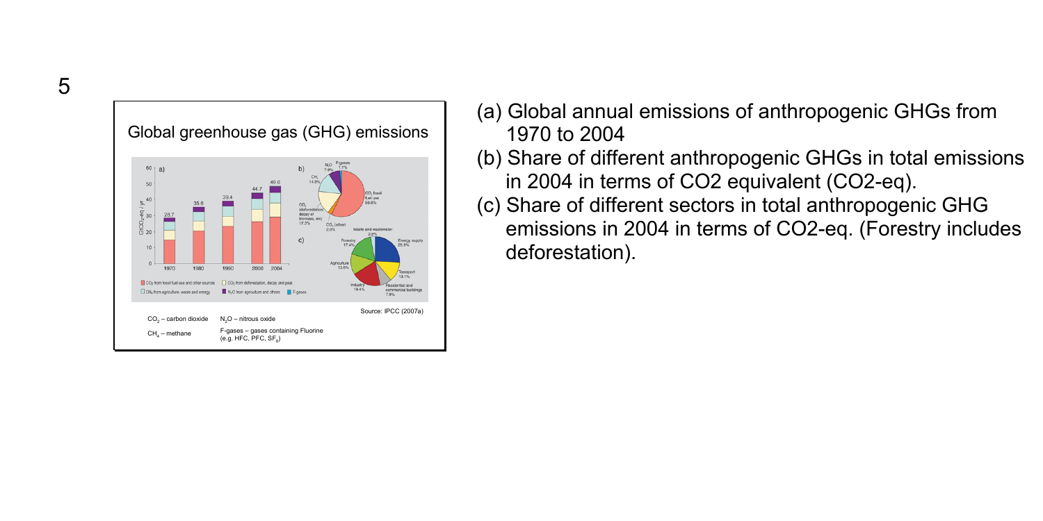Global greenhouse gas (GHG) emissions

Source: IPCC (2007a)

$CO_2$ – carbon dioxide

$CH_4$ – methane

$N_2O$ – nitrous oxide

F-gases – gases containing Fluorine (e.g. HFC, PFC, $SF_6$)

(a) Global annual emissions of anthropogenic GHGs from 1970 to 2004

(b) Share of different anthropogenic GHGs in total emissions in 2004 in terms of CO2 equivalent (CO2-eq).

(c) Share of different sectors in total anthropogenic GHG emissions in 2004 in terms of CO2-eq. (Forestry includes deforestation).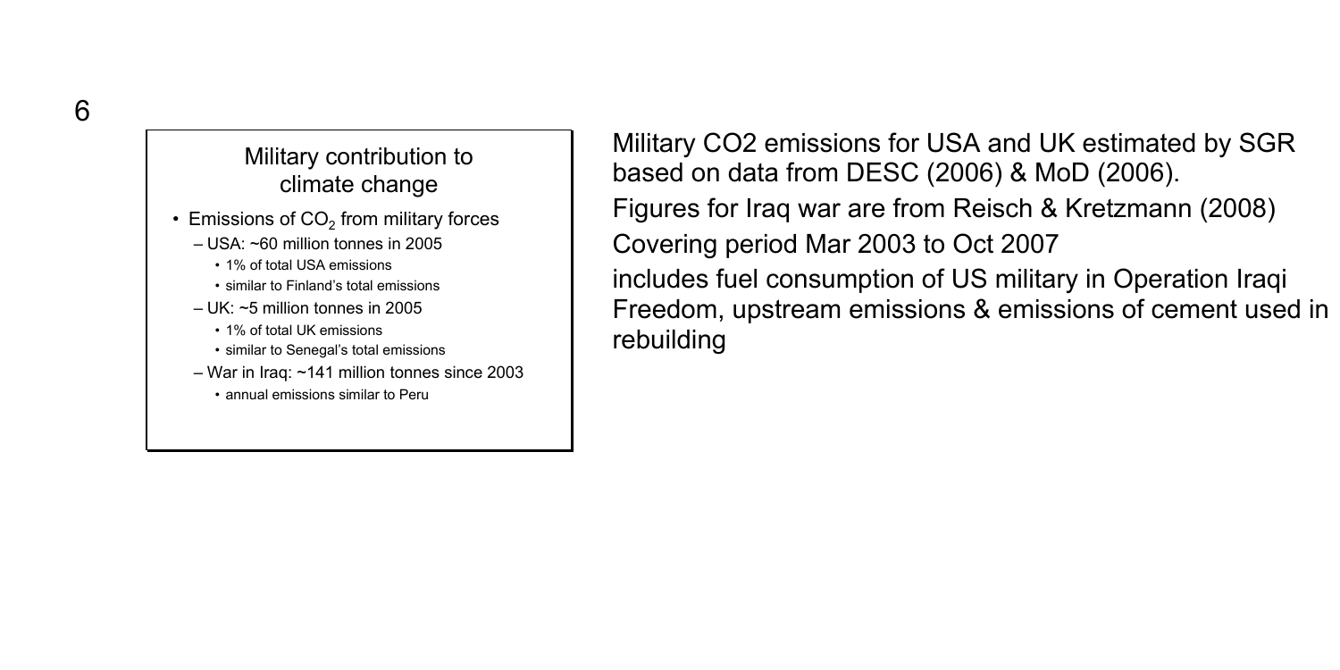## Military contribution to climate change

- Emissions of $CO_2$ from military forces
  - USA: ~60 million tonnes in 2005
    - 1% of total USA emissions
    - similar to Finland's total emissions
  - UK: ~5 million tonnes in 2005
    - 1% of total UK emissions
    - similar to Senegal's total emissions
  - War in Iraq: ~141 million tonnes since 2003
    - annual emissions similar to Peru

Military CO2 emissions for USA and UK estimated by SGR based on data from DESC (2006) & MoD (2006).

Figures for Iraq war are from Reisch & Kretzmann (2008)

Covering period Mar 2003 to Oct 2007

includes fuel consumption of US military in Operation Iraqi Freedom, upstream emissions & emissions of cement used in rebuilding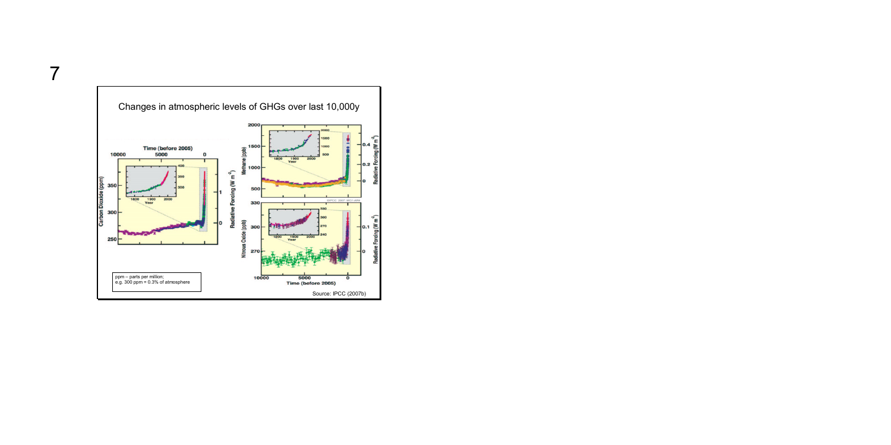Changes in atmospheric levels of GHGs over last 10,000y

ppm – parts per million;
e.g. 300 ppm = 0.3% of atmosphere

Source: IPCC (2007b)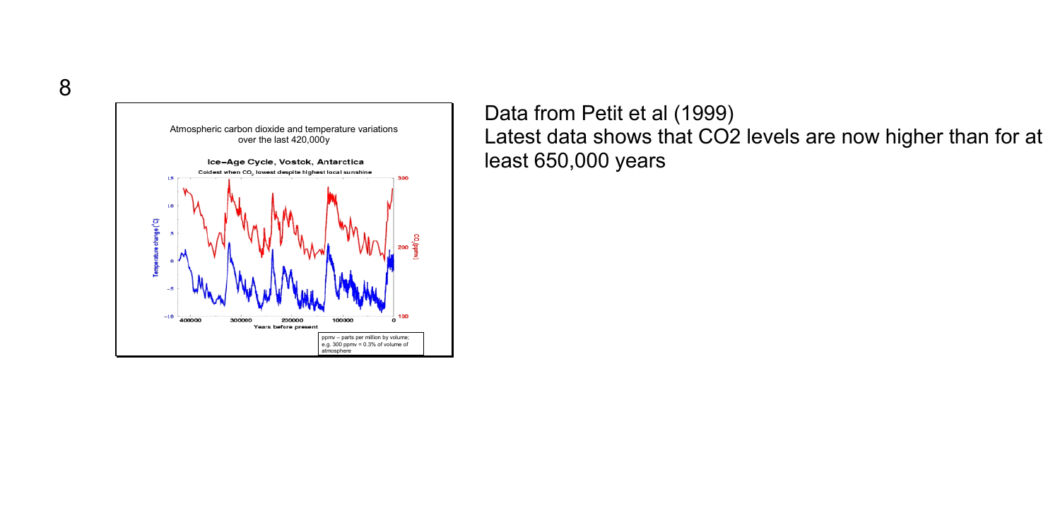Atmospheric carbon dioxide and temperature variations over the last 420,000y

**Ice-Age Cycle, Vostok, Antarctica**

Coldest when $CO_2$ lowest despite highest local sunshine

ppmv – parts per million by volume; e.g. 300 ppmv = 0.3% of volume of atmosphere

Data from Petit et al (1999)

Latest data shows that CO2 levels are now higher than for at least 650,000 years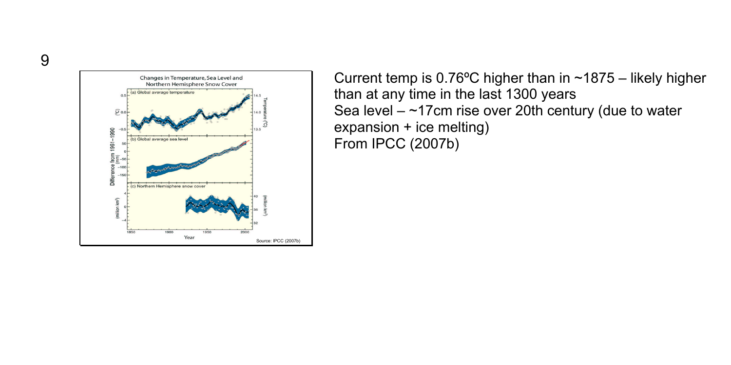Current temp is 0.76ºC higher than in ~1875 – likely higher than at any time in the last 1300 years

Sea level – ~17cm rise over 20th century (due to water expansion + ice melting)

From IPCC (2007b)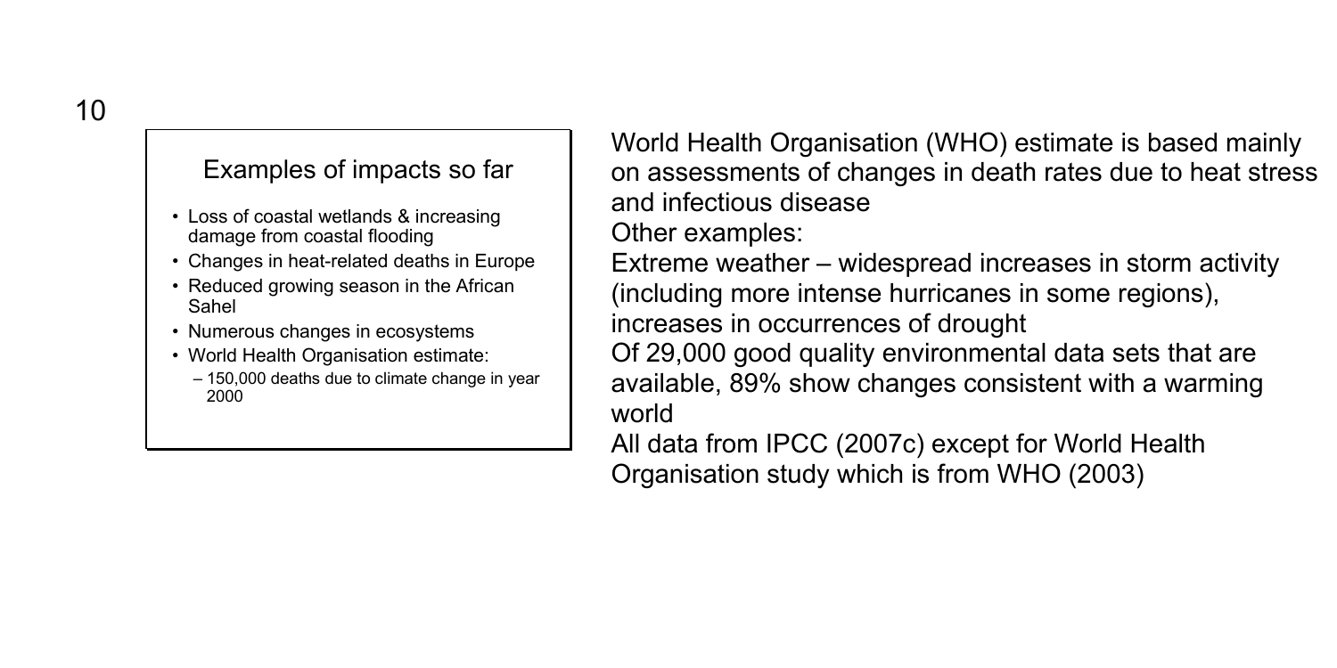## Examples of impacts so far

- Loss of coastal wetlands & increasing damage from coastal flooding
- Changes in heat-related deaths in Europe
- Reduced growing season in the African Sahel
- Numerous changes in ecosystems
- World Health Organisation estimate:
  - 150,000 deaths due to climate change in year 2000

World Health Organisation (WHO) estimate is based mainly on assessments of changes in death rates due to heat stress and infectious disease

Other examples:

Extreme weather – widespread increases in storm activity (including more intense hurricanes in some regions), increases in occurrences of drought

Of 29,000 good quality environmental data sets that are available, 89% show changes consistent with a warming world

All data from IPCC (2007c) except for World Health Organisation study which is from WHO (2003)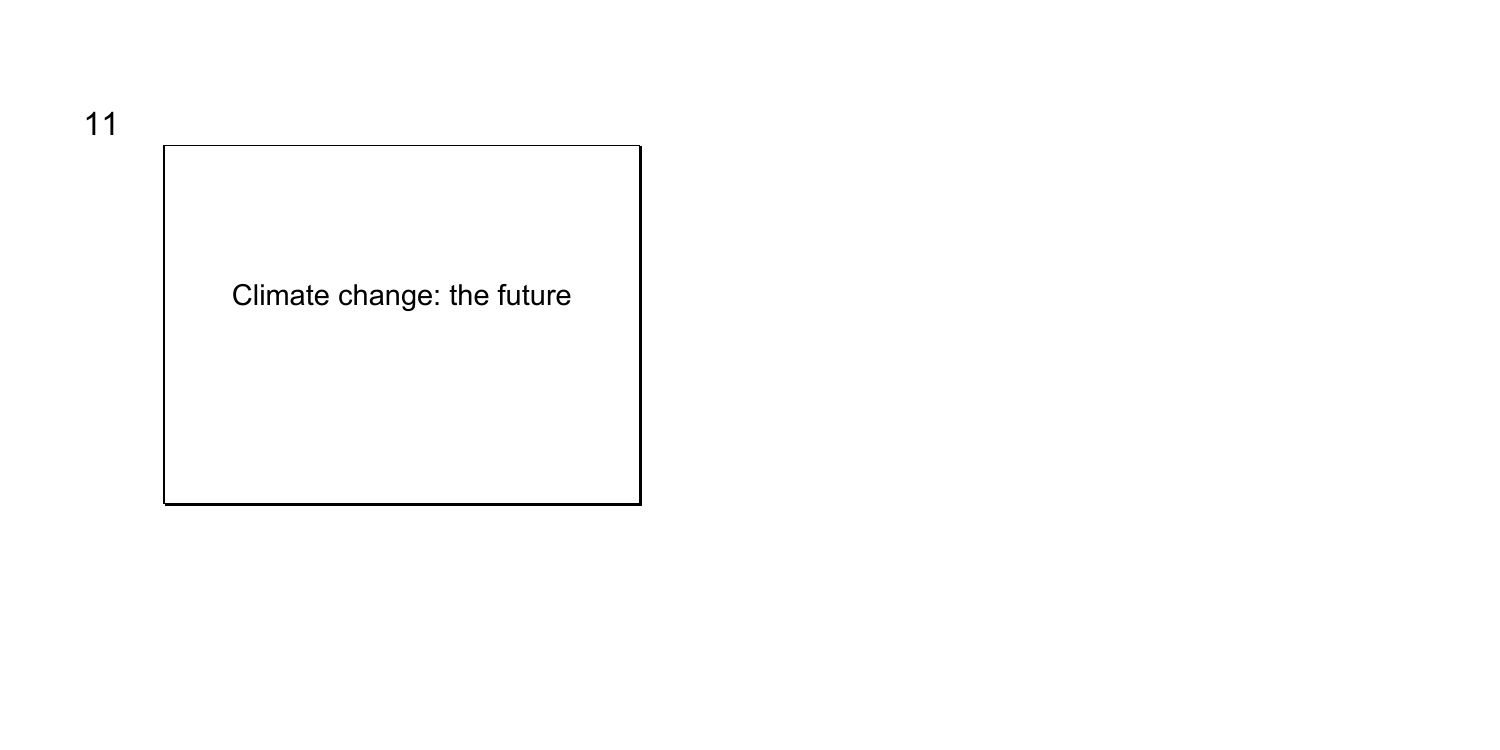Climate change: the future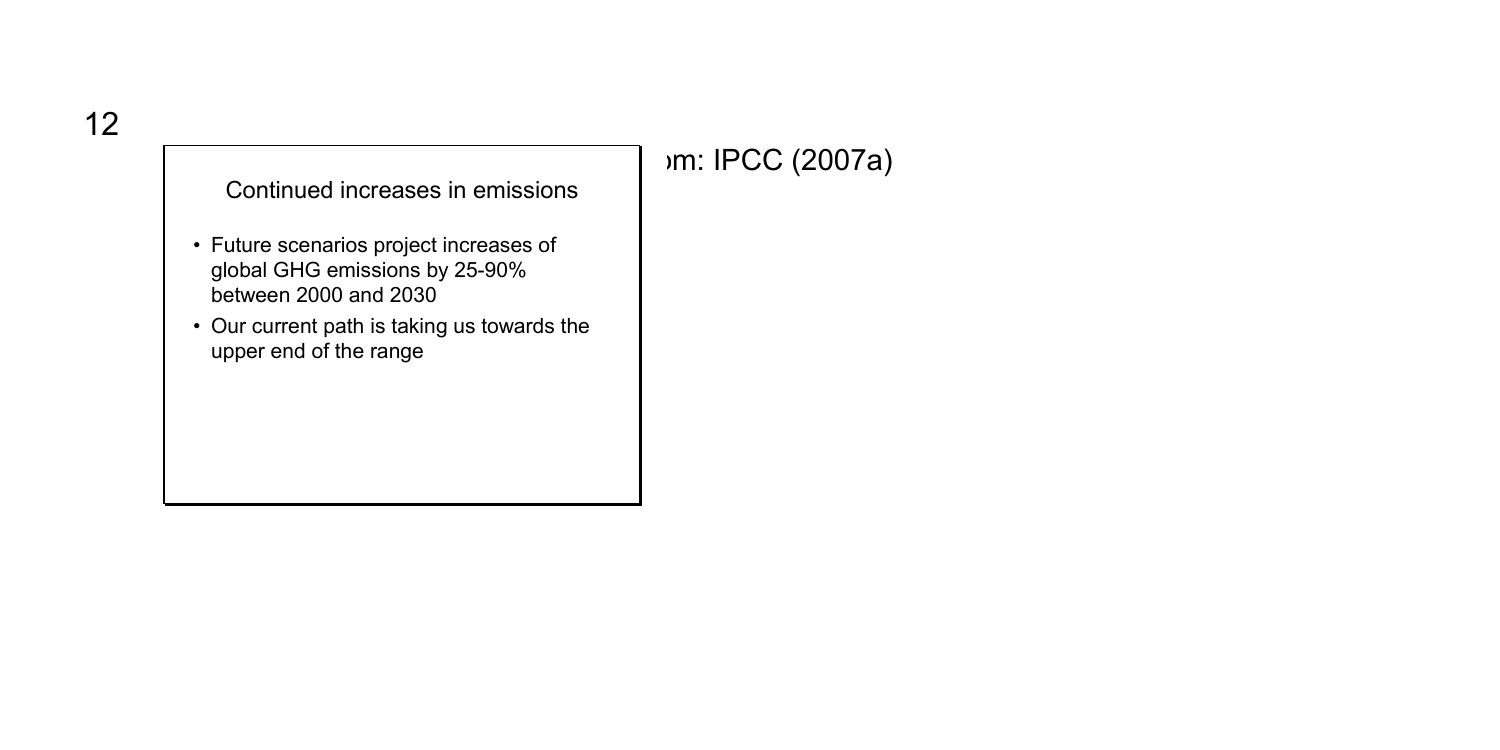Continued increases in emissions

- Future scenarios project increases of global GHG emissions by 25-90% between 2000 and 2030
- Our current path is taking us towards the upper end of the range

ɔm: IPCC (2007a)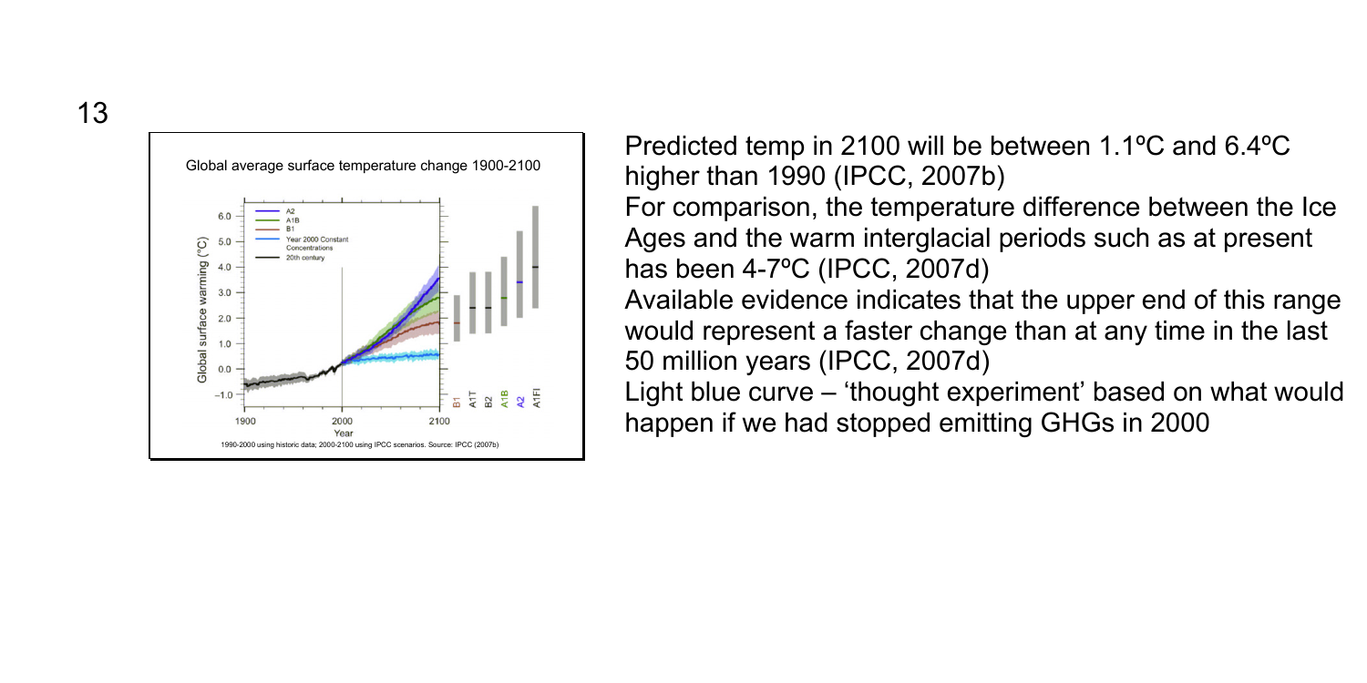Global average surface temperature change 1900-2100

1990-2000 using historic data; 2000-2100 using IPCC scenarios. Source: IPCC (2007b)

Predicted temp in 2100 will be between 1.1ºC and 6.4ºC higher than 1990 (IPCC, 2007b)

For comparison, the temperature difference between the Ice Ages and the warm interglacial periods such as at present has been 4-7ºC (IPCC, 2007d)

Available evidence indicates that the upper end of this range would represent a faster change than at any time in the last 50 million years (IPCC, 2007d)

Light blue curve – 'thought experiment' based on what would happen if we had stopped emitting GHGs in 2000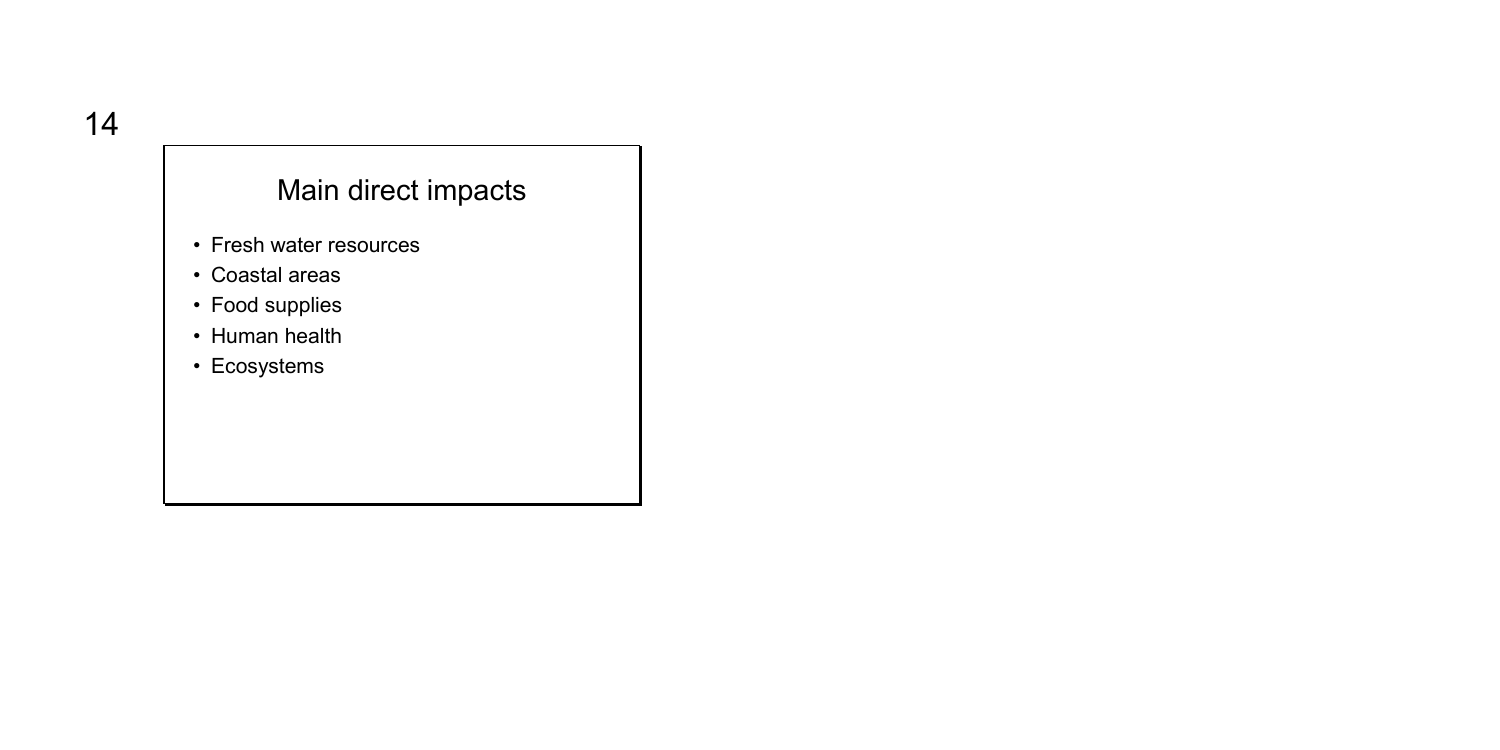## Main direct impacts

- Fresh water resources
- Coastal areas
- Food supplies
- Human health
- Ecosystems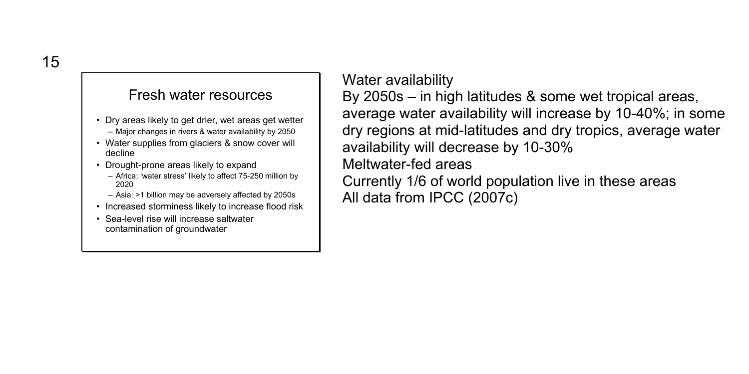## Fresh water resources

- Dry areas likely to get drier, wet areas get wetter
  - Major changes in rivers & water availability by 2050
- Water supplies from glaciers & snow cover will decline
- Drought-prone areas likely to expand
  - Africa: 'water stress' likely to affect 75-250 million by 2020
  - Asia: >1 billion may be adversely affected by 2050s
- Increased storminess likely to increase flood risk
- Sea-level rise will increase saltwater contamination of groundwater

Water availability

By 2050s – in high latitudes & some wet tropical areas, average water availability will increase by 10-40%; in some dry regions at mid-latitudes and dry tropics, average water availability will decrease by 10-30%

Meltwater-fed areas

Currently 1/6 of world population live in these areas

All data from IPCC (2007c)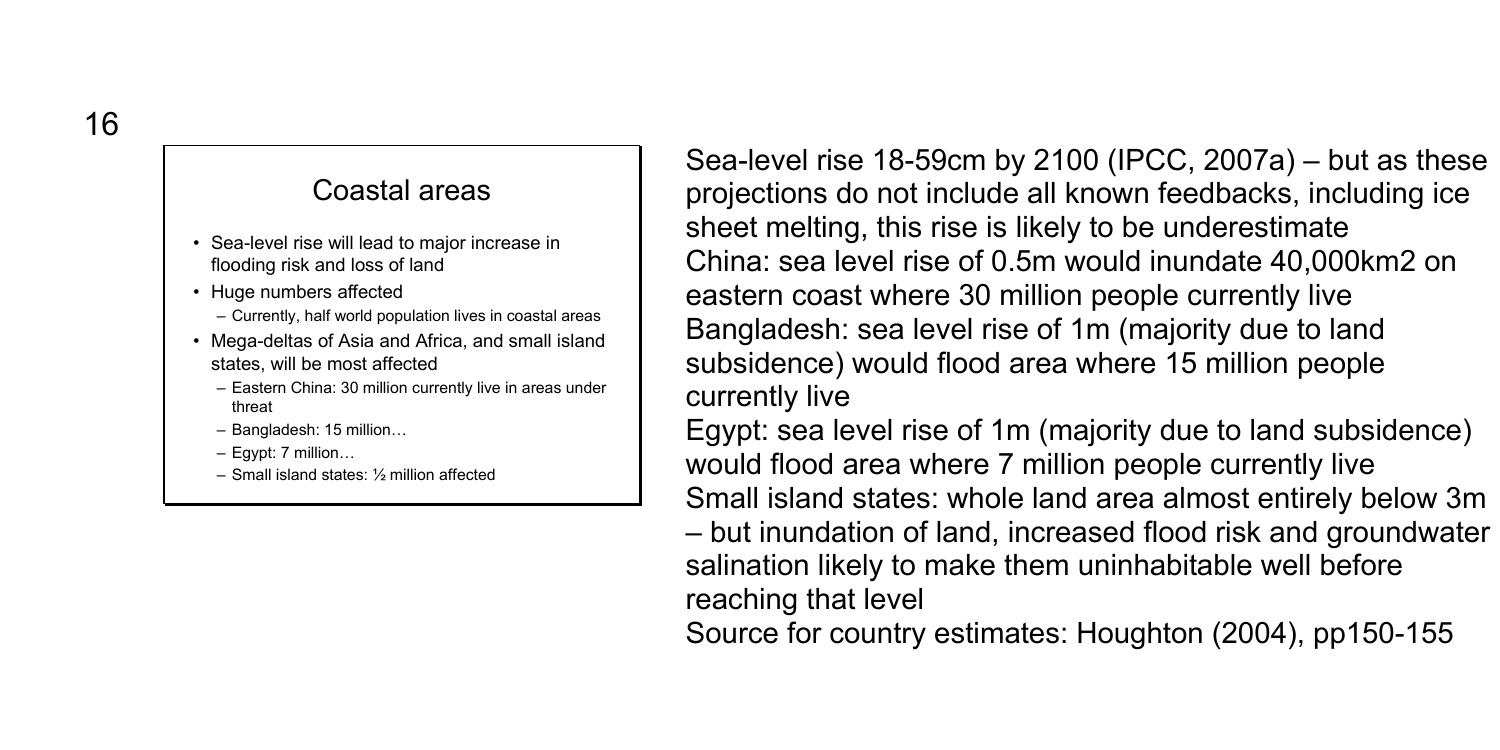## Coastal areas

- Sea-level rise will lead to major increase in flooding risk and loss of land
- Huge numbers affected
  - Currently, half world population lives in coastal areas
- Mega-deltas of Asia and Africa, and small island states, will be most affected
  - Eastern China: 30 million currently live in areas under threat
  - Bangladesh: 15 million…
  - Egypt: 7 million…
  - Small island states: ½ million affected

Sea-level rise 18-59cm by 2100 (IPCC, 2007a) – but as these projections do not include all known feedbacks, including ice sheet melting, this rise is likely to be underestimate

China: sea level rise of 0.5m would inundate 40,000km2 on eastern coast where 30 million people currently live

Bangladesh: sea level rise of 1m (majority due to land subsidence) would flood area where 15 million people currently live

Egypt: sea level rise of 1m (majority due to land subsidence) would flood area where 7 million people currently live

Small island states: whole land area almost entirely below 3m – but inundation of land, increased flood risk and groundwater salination likely to make them uninhabitable well before reaching that level

Source for country estimates: Houghton (2004), pp150-155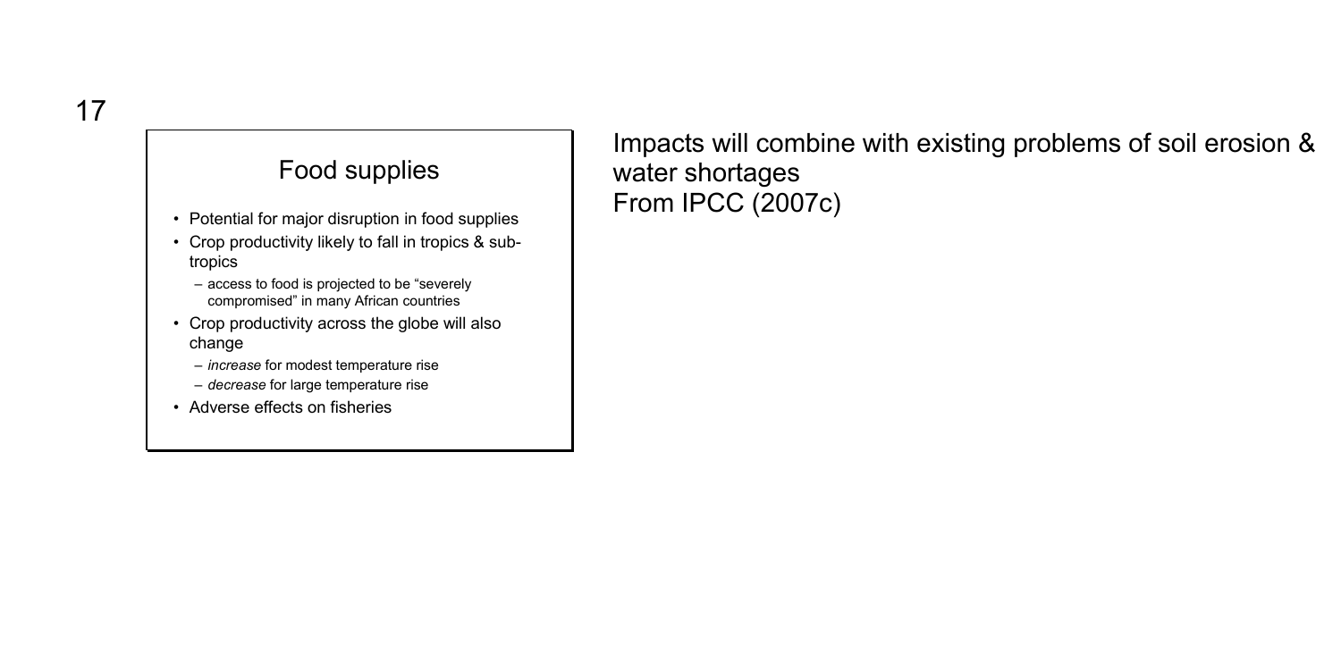## Food supplies

- Potential for major disruption in food supplies
- Crop productivity likely to fall in tropics & sub-tropics
  - access to food is projected to be "severely compromised" in many African countries
- Crop productivity across the globe will also change
  - *increase* for modest temperature rise
  - *decrease* for large temperature rise
- Adverse effects on fisheries

Impacts will combine with existing problems of soil erosion & water shortages
From IPCC (2007c)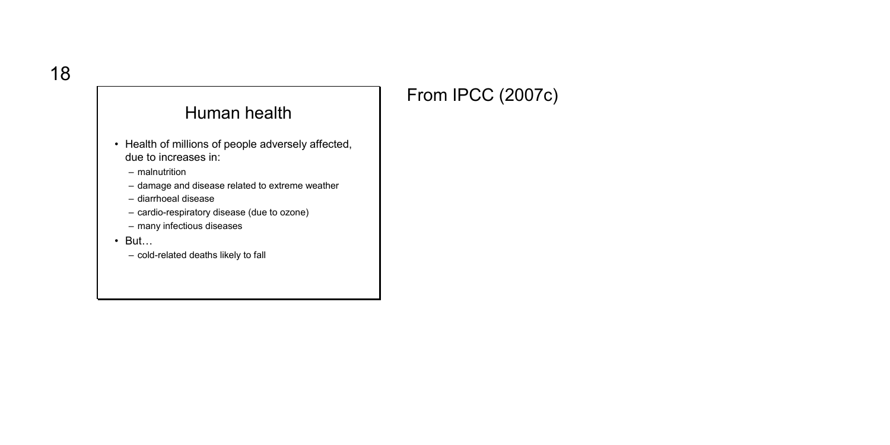## Human health

- Health of millions of people adversely affected, due to increases in:
  - malnutrition
  - damage and disease related to extreme weather
  - diarrhoeal disease
  - cardio-respiratory disease (due to ozone)
  - many infectious diseases
- But…
  - cold-related deaths likely to fall

From IPCC (2007c)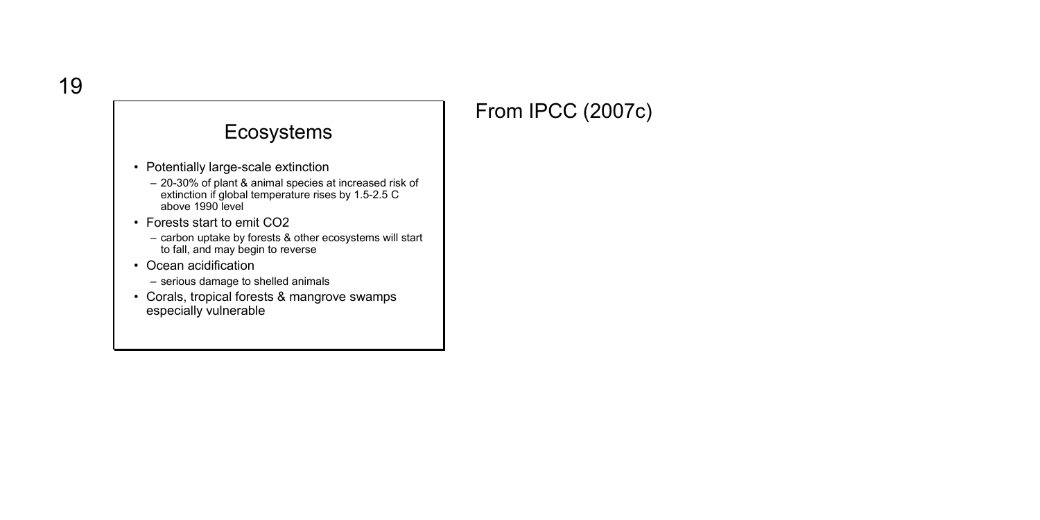## Ecosystems

- Potentially large-scale extinction
  - 20-30% of plant & animal species at increased risk of extinction if global temperature rises by 1.5-2.5 C above 1990 level
- Forests start to emit $CO_2$
  - carbon uptake by forests & other ecosystems will start to fall, and may begin to reverse
- Ocean acidification
  - serious damage to shelled animals
- Corals, tropical forests & mangrove swamps especially vulnerable

From IPCC (2007c)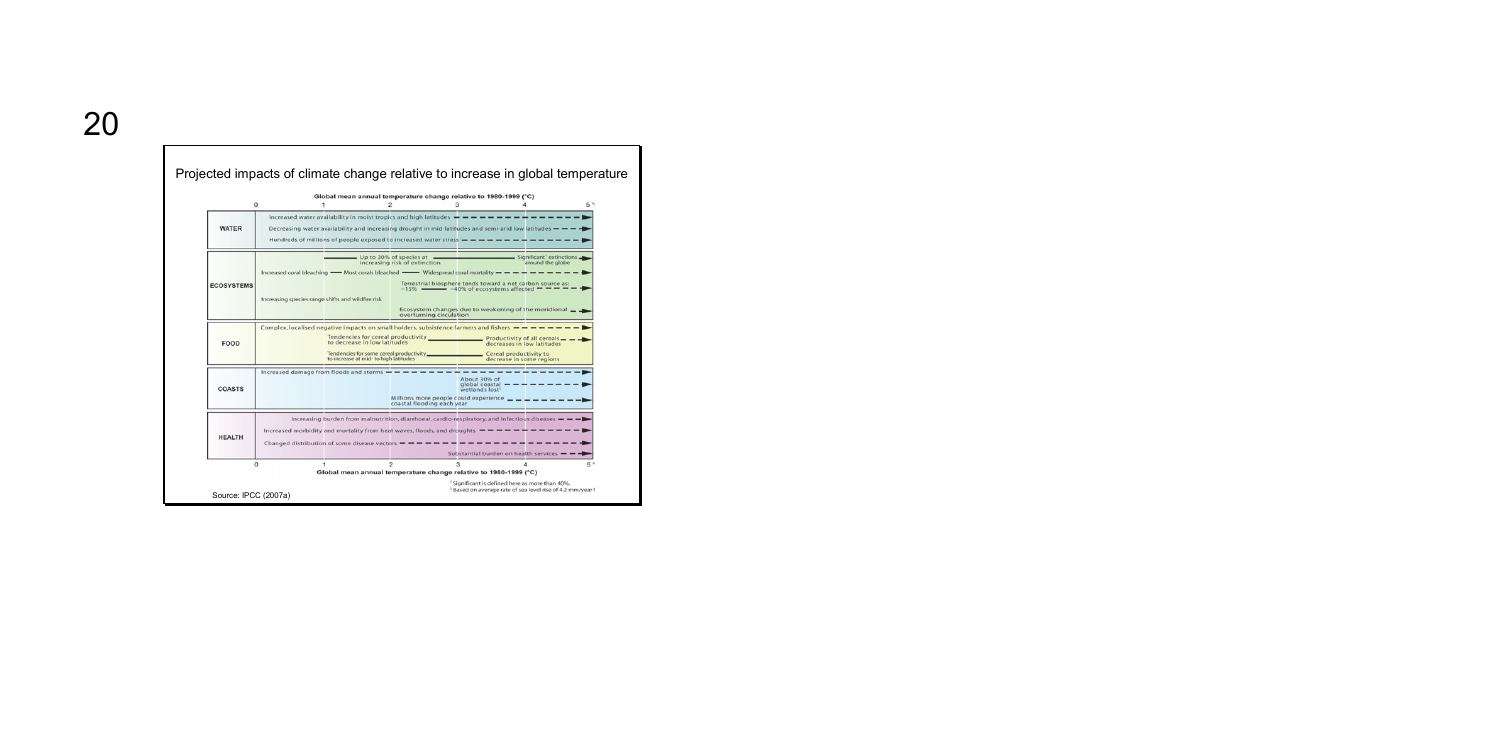Projected impacts of climate change relative to increase in global temperature

Global mean annual temperature change relative to 1980-1999 (°C)

0 1 2 3 4 5 °C

| | |
|---|---|
| **WATER** | Increased water availability in moist tropics and high latitudes<br>Decreasing water availability and increasing drought in mid-latitudes and semi-arid low latitudes<br>Hundreds of millions of people exposed to increased water stress |
| **ECOSYSTEMS** | Up to 30% of species at increasing risk of extinction — Significant[†] extinctions around the globe<br>Increased coral bleaching — Most corals bleached — Widespread coral mortality<br>Terrestrial biosphere tends toward a net carbon source as: ~15% — ~40% of ecosystems affected<br>Increasing species range shifts and wildfire risk<br>Ecosystem changes due to weakening of the meridional overturning circulation |
| **FOOD** | Complex, localised negative impacts on small holders, subsistence farmers and fishers<br>Tendencies for cereal productivity to decrease in low latitudes — Productivity of all cereals decreases in low latitudes<br>Tendencies for some cereal productivity to increase at mid- to high latitudes — Cereal productivity to decrease in some regions |
| **COASTS** | Increased damage from floods and storms<br>About 30% of global coastal wetlands lost[‡]<br>Millions more people could experience coastal flooding each year |
| **HEALTH** | Increasing burden from malnutrition, diarrhoeal, cardio-respiratory, and infectious diseases<br>Increased morbidity and mortality from heat waves, floods, and droughts<br>Changed distribution of some disease vectors<br>Substantial burden on health services |

0 1 2 3 4 5 °C

Global mean annual temperature change relative to 1980-1999 (°C)

[†] Significant is defined here as more than 40%.
[‡] Based on average rate of sea level rise of 4.2 mm/year

Source: IPCC (2007a)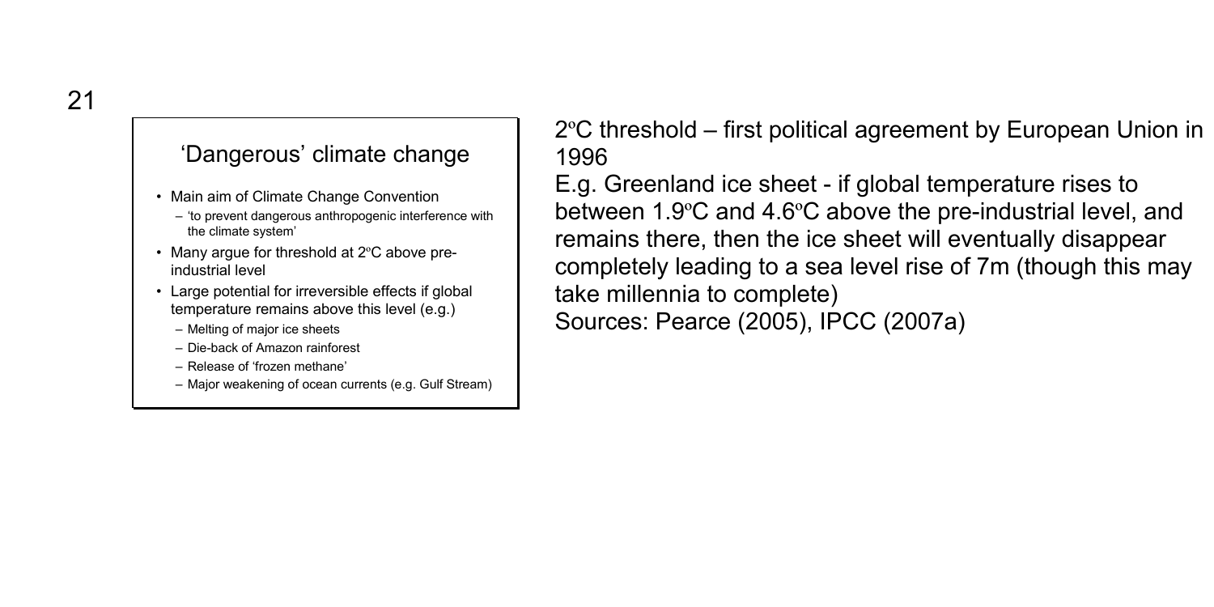## 'Dangerous' climate change

- Main aim of Climate Change Convention
  - 'to prevent dangerous anthropogenic interference with the climate system'
- Many argue for threshold at 2ºC above pre-industrial level
- Large potential for irreversible effects if global temperature remains above this level (e.g.)
  - Melting of major ice sheets
  - Die-back of Amazon rainforest
  - Release of 'frozen methane'
  - Major weakening of ocean currents (e.g. Gulf Stream)

2ºC threshold – first political agreement by European Union in 1996

E.g. Greenland ice sheet - if global temperature rises to between 1.9ºC and 4.6ºC above the pre-industrial level, and remains there, then the ice sheet will eventually disappear completely leading to a sea level rise of 7m (though this may take millennia to complete)

Sources: Pearce (2005), IPCC (2007a)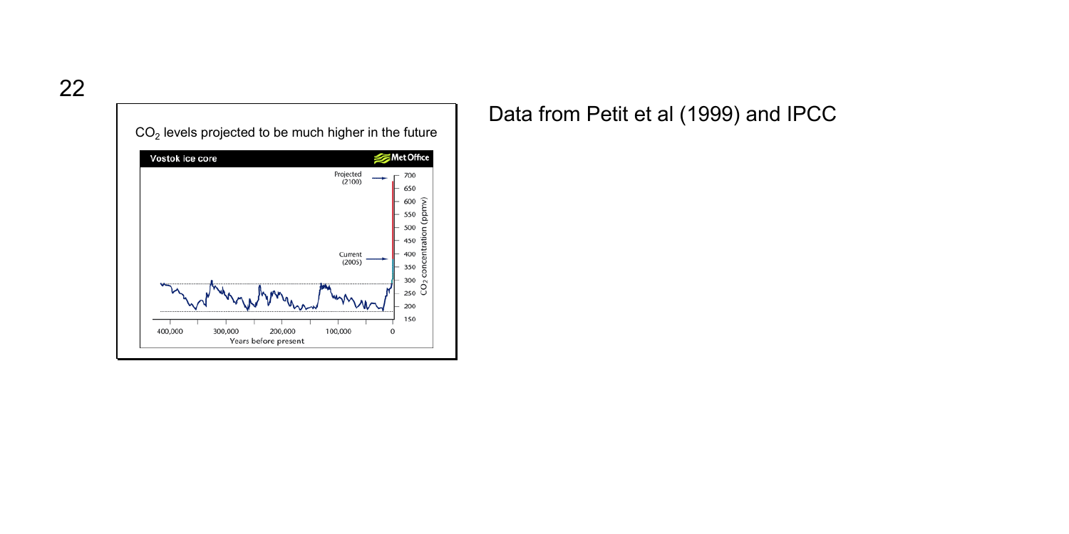$CO_2$ levels projected to be much higher in the future

Data from Petit et al (1999) and IPCC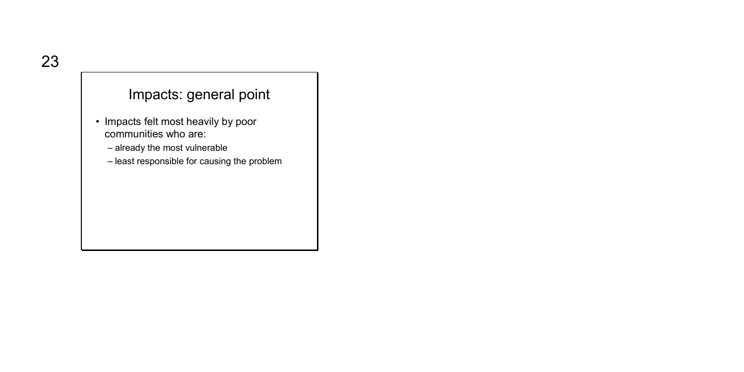## Impacts: general point

- Impacts felt most heavily by poor communities who are:
  - already the most vulnerable
  - least responsible for causing the problem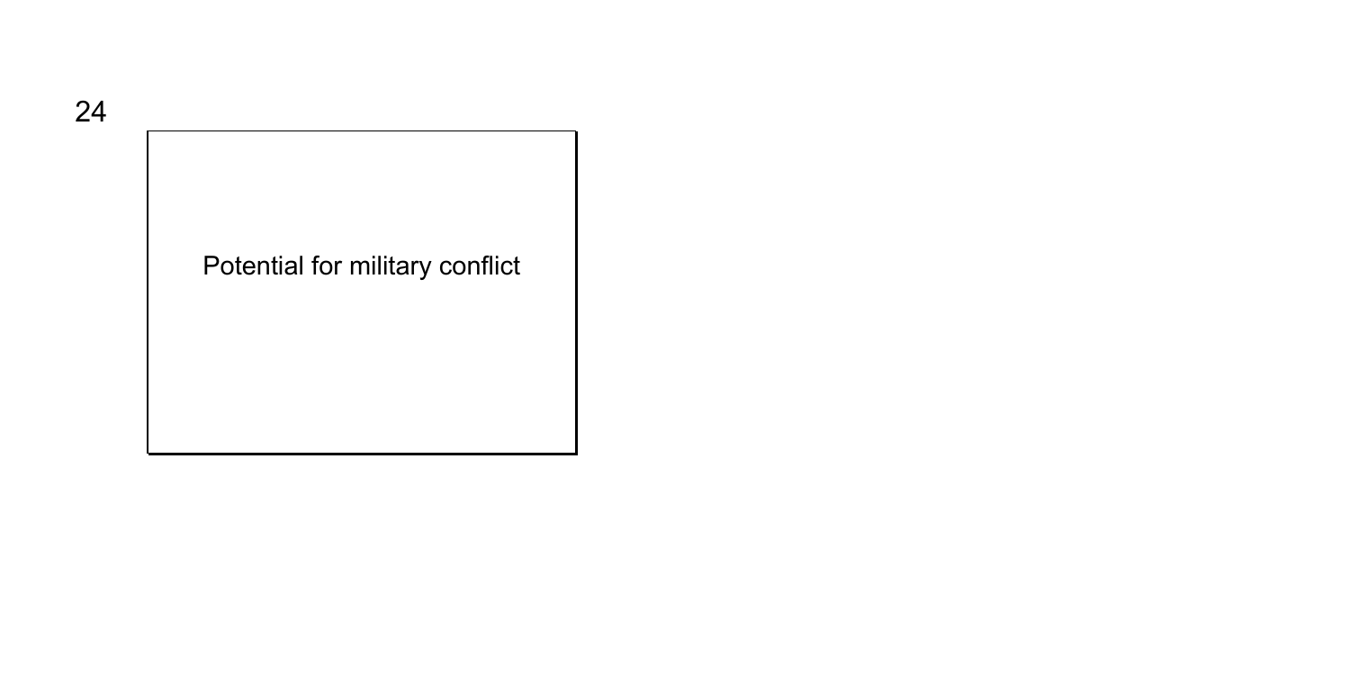Potential for military conflict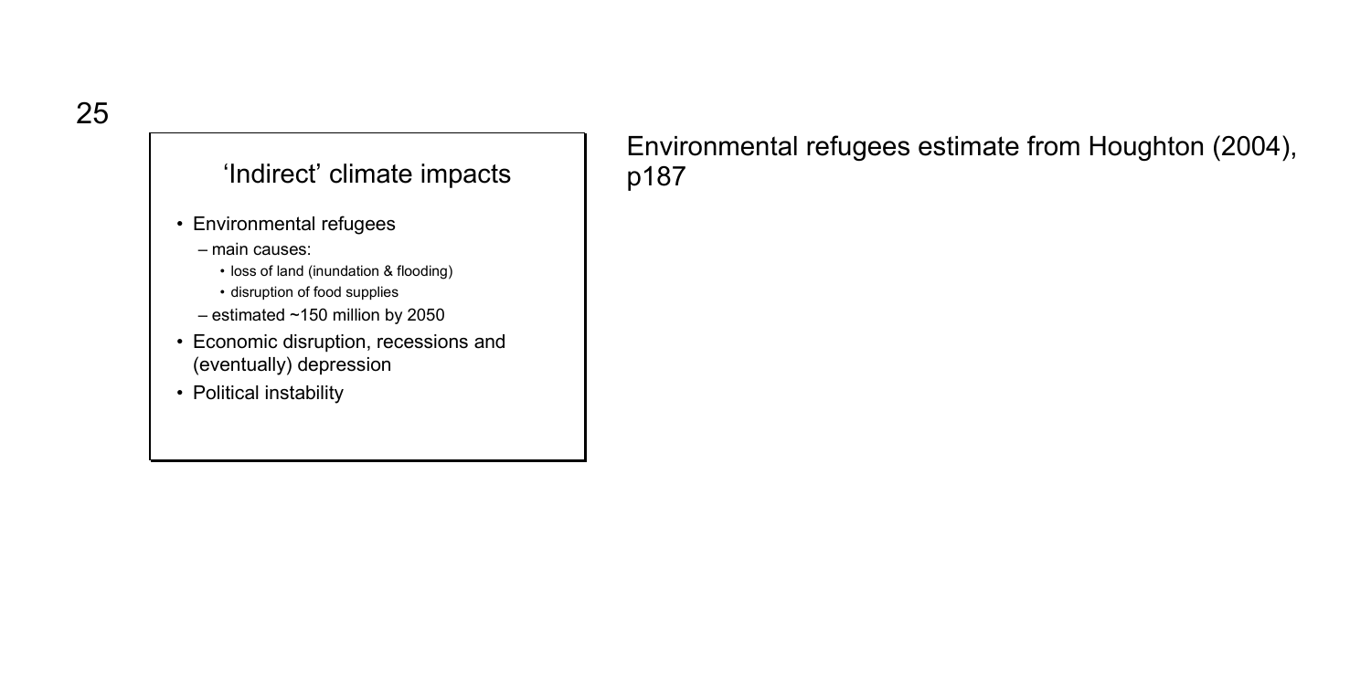## 'Indirect' climate impacts

- Environmental refugees
  - main causes:
    - loss of land (inundation & flooding)
    - disruption of food supplies
  - estimated ~150 million by 2050
- Economic disruption, recessions and (eventually) depression
- Political instability

Environmental refugees estimate from Houghton (2004), p187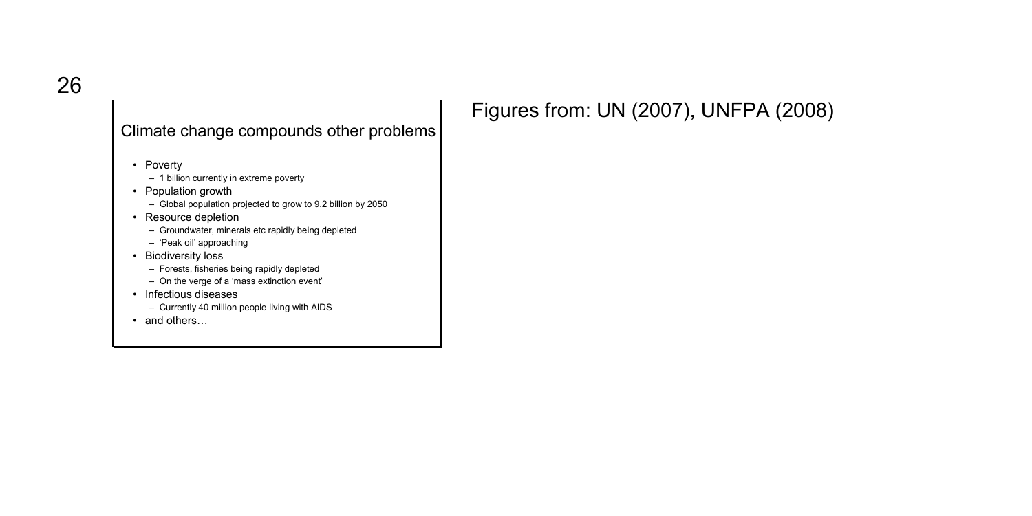## Climate change compounds other problems

- Poverty
  - 1 billion currently in extreme poverty
- Population growth
  - Global population projected to grow to 9.2 billion by 2050
- Resource depletion
  - Groundwater, minerals etc rapidly being depleted
  - 'Peak oil' approaching
- Biodiversity loss
  - Forests, fisheries being rapidly depleted
  - On the verge of a 'mass extinction event'
- Infectious diseases
  - Currently 40 million people living with AIDS
- and others…

Figures from: UN (2007), UNFPA (2008)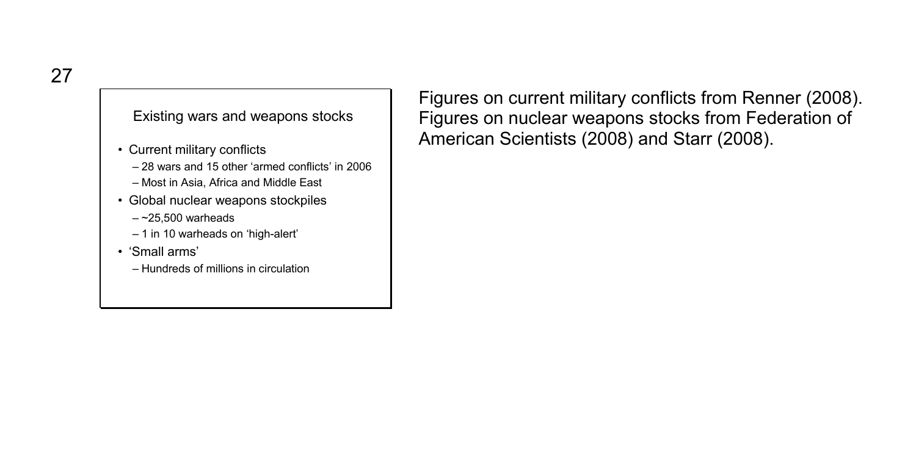### Existing wars and weapons stocks

- Current military conflicts
  - 28 wars and 15 other 'armed conflicts' in 2006
  - Most in Asia, Africa and Middle East
- Global nuclear weapons stockpiles
  - ~25,500 warheads
  - 1 in 10 warheads on 'high-alert'
- 'Small arms'
  - Hundreds of millions in circulation

Figures on current military conflicts from Renner (2008). Figures on nuclear weapons stocks from Federation of American Scientists (2008) and Starr (2008).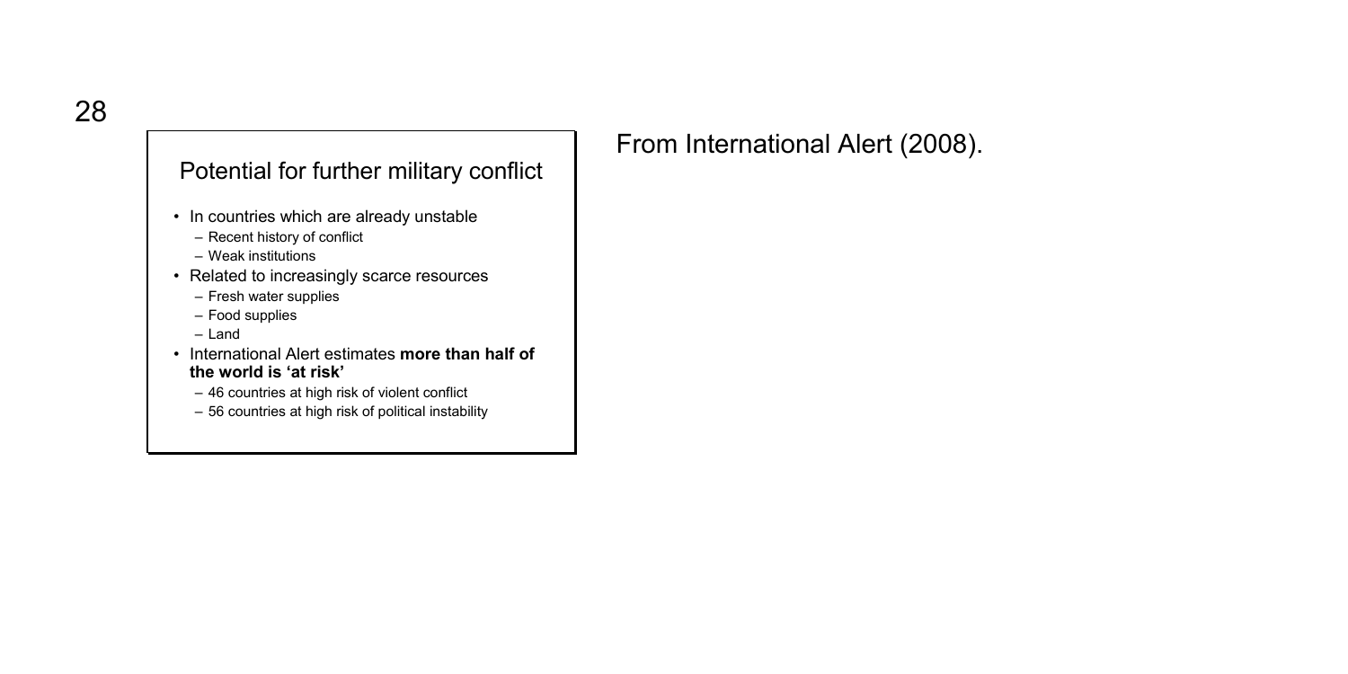## Potential for further military conflict

- In countries which are already unstable
  - Recent history of conflict
  - Weak institutions
- Related to increasingly scarce resources
  - Fresh water supplies
  - Food supplies
  - Land
- International Alert estimates **more than half of the world is 'at risk'**
  - 46 countries at high risk of violent conflict
  - 56 countries at high risk of political instability

From International Alert (2008).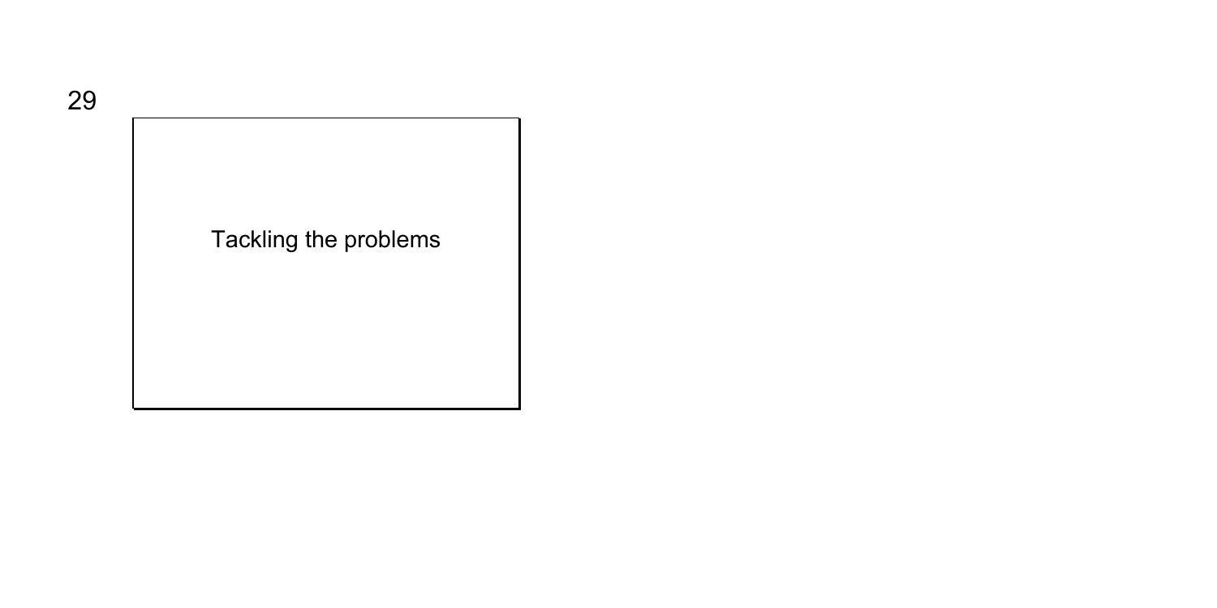## Tackling the problems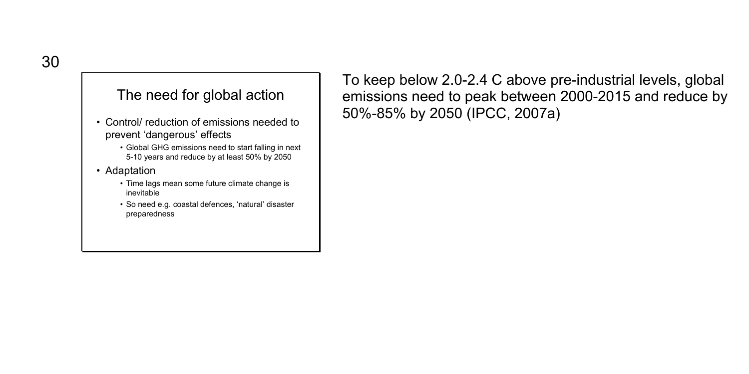## The need for global action

- Control/ reduction of emissions needed to prevent 'dangerous' effects
  - Global GHG emissions need to start falling in next 5-10 years and reduce by at least 50% by 2050
- Adaptation
  - Time lags mean some future climate change is inevitable
  - So need e.g. coastal defences, 'natural' disaster preparedness

To keep below 2.0-2.4 C above pre-industrial levels, global emissions need to peak between 2000-2015 and reduce by 50%-85% by 2050 (IPCC, 2007a)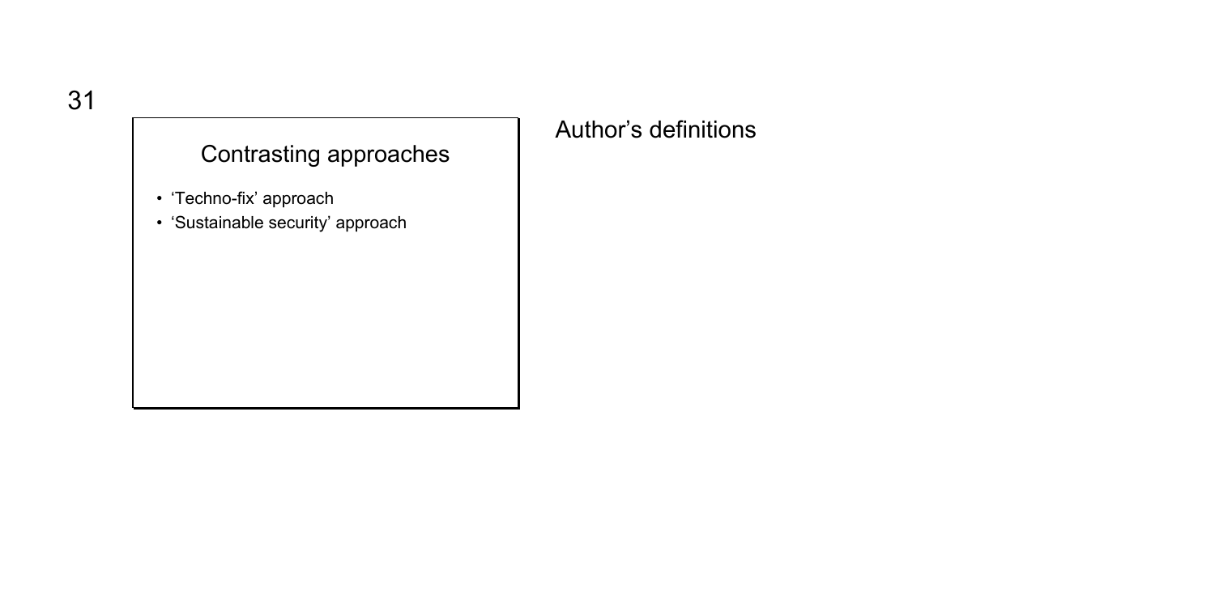## Contrasting approaches

- 'Techno-fix' approach
- 'Sustainable security' approach

Author's definitions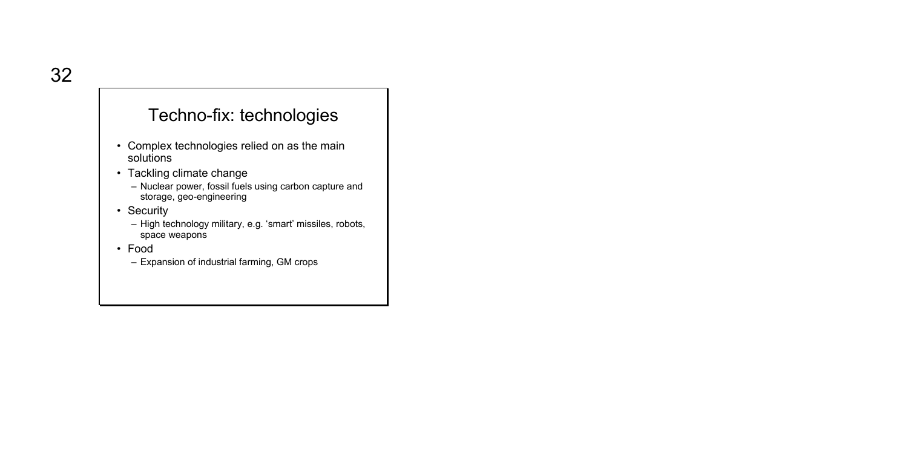## Techno-fix: technologies

- Complex technologies relied on as the main solutions
- Tackling climate change
  - Nuclear power, fossil fuels using carbon capture and storage, geo-engineering
- Security
  - High technology military, e.g. 'smart' missiles, robots, space weapons
- Food
  - Expansion of industrial farming, GM crops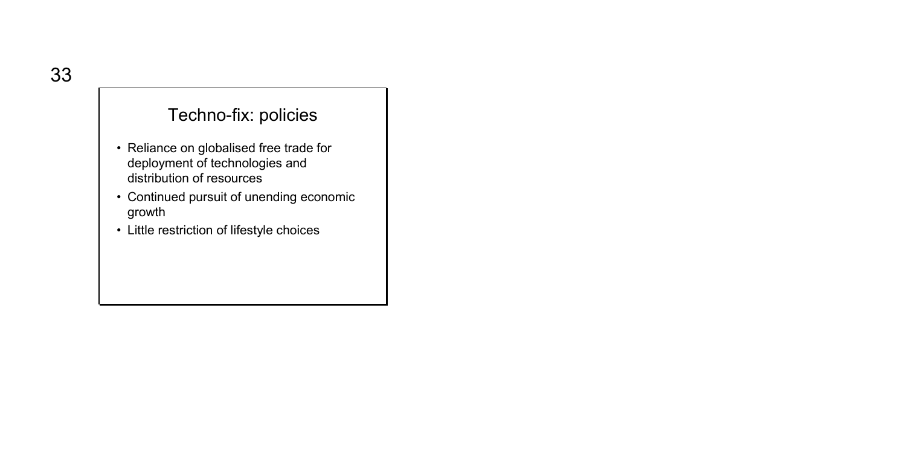## Techno-fix: policies

- Reliance on globalised free trade for deployment of technologies and distribution of resources
- Continued pursuit of unending economic growth
- Little restriction of lifestyle choices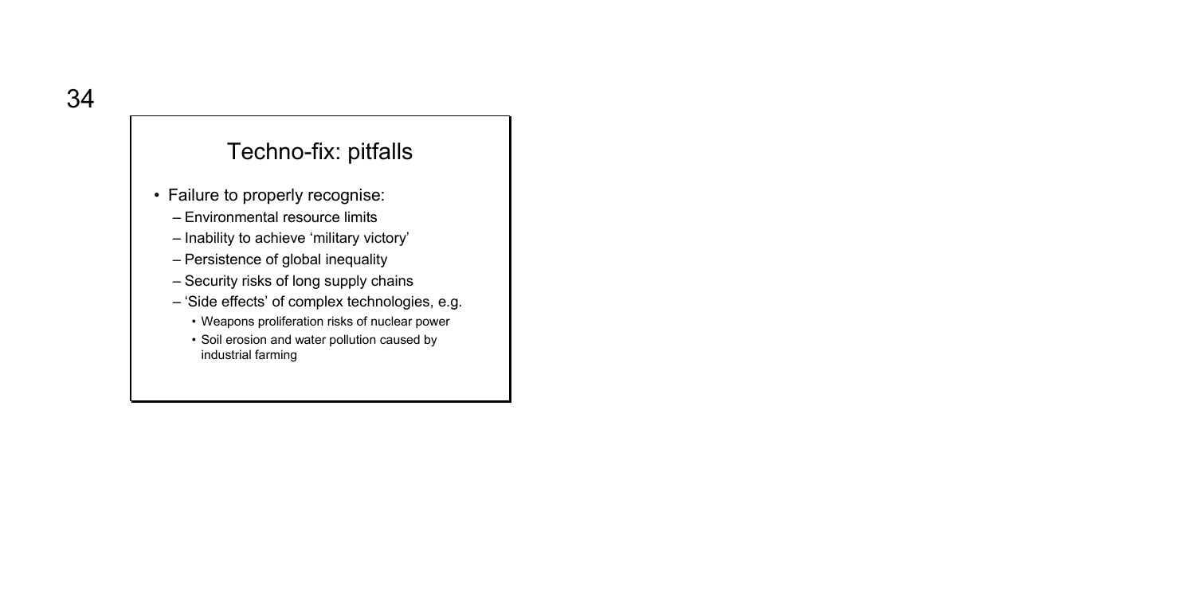## Techno-fix: pitfalls

- Failure to properly recognise:
  - Environmental resource limits
  - Inability to achieve 'military victory'
  - Persistence of global inequality
  - Security risks of long supply chains
  - 'Side effects' of complex technologies, e.g.
    - Weapons proliferation risks of nuclear power
    - Soil erosion and water pollution caused by industrial farming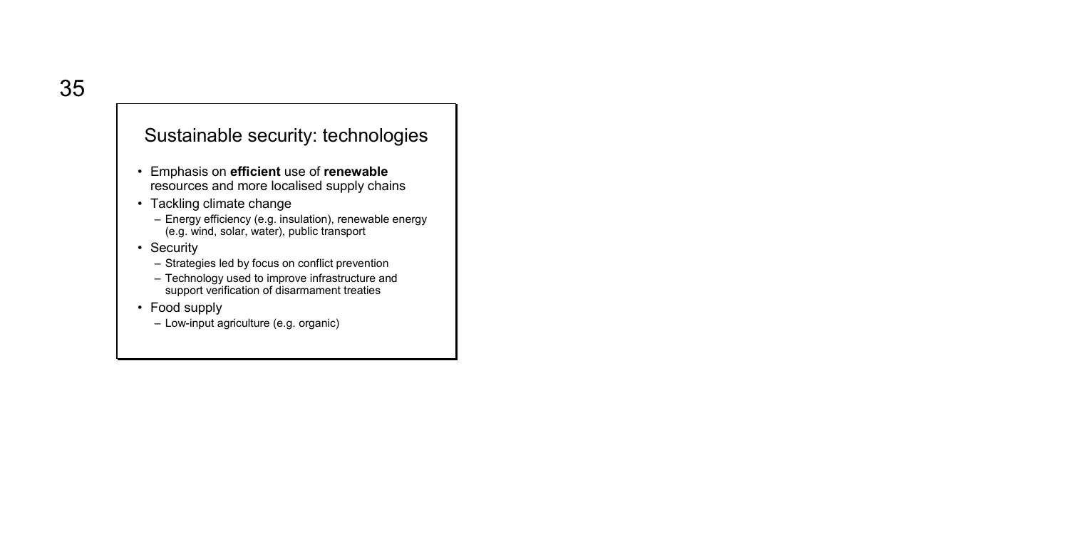## Sustainable security: technologies

- Emphasis on **efficient** use of **renewable** resources and more localised supply chains
- Tackling climate change
  - Energy efficiency (e.g. insulation), renewable energy (e.g. wind, solar, water), public transport
- Security
  - Strategies led by focus on conflict prevention
  - Technology used to improve infrastructure and support verification of disarmament treaties
- Food supply
  - Low-input agriculture (e.g. organic)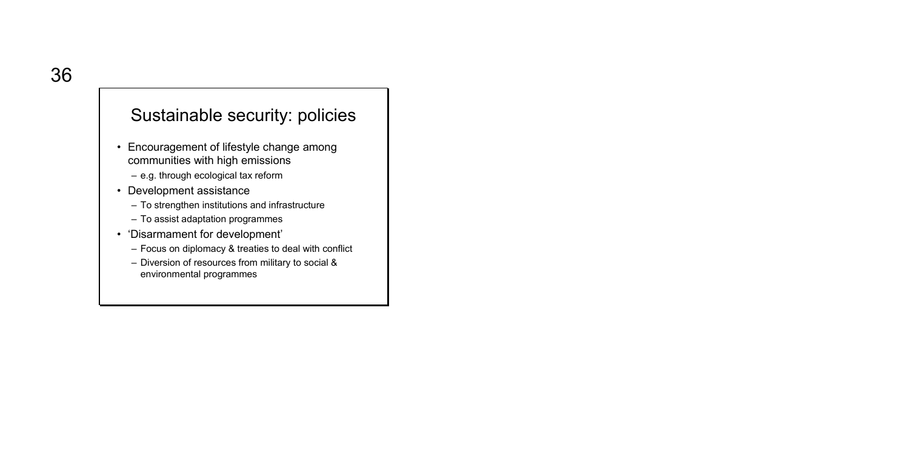## Sustainable security: policies

- Encouragement of lifestyle change among communities with high emissions
  - e.g. through ecological tax reform
- Development assistance
  - To strengthen institutions and infrastructure
  - To assist adaptation programmes
- 'Disarmament for development'
  - Focus on diplomacy & treaties to deal with conflict
  - Diversion of resources from military to social & environmental programmes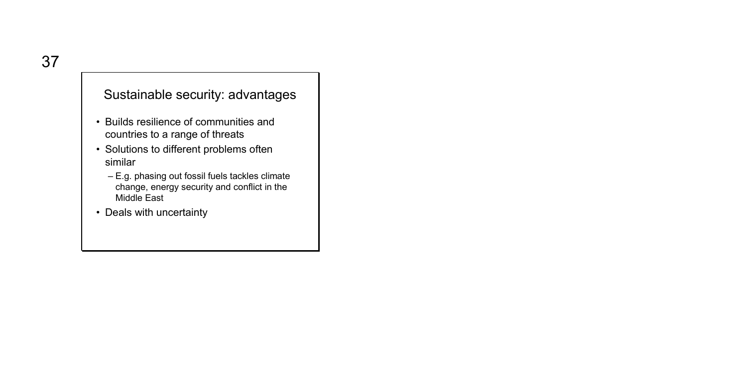## Sustainable security: advantages

- Builds resilience of communities and countries to a range of threats
- Solutions to different problems often similar
  - E.g. phasing out fossil fuels tackles climate change, energy security and conflict in the Middle East
- Deals with uncertainty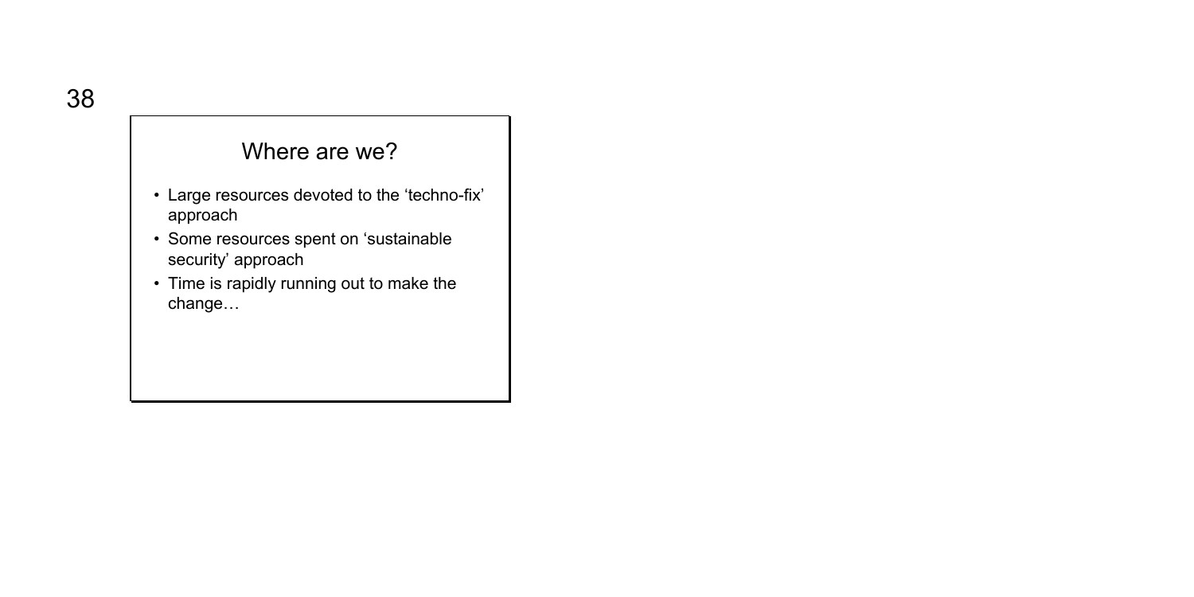## Where are we?

- Large resources devoted to the 'techno-fix' approach
- Some resources spent on 'sustainable security' approach
- Time is rapidly running out to make the change…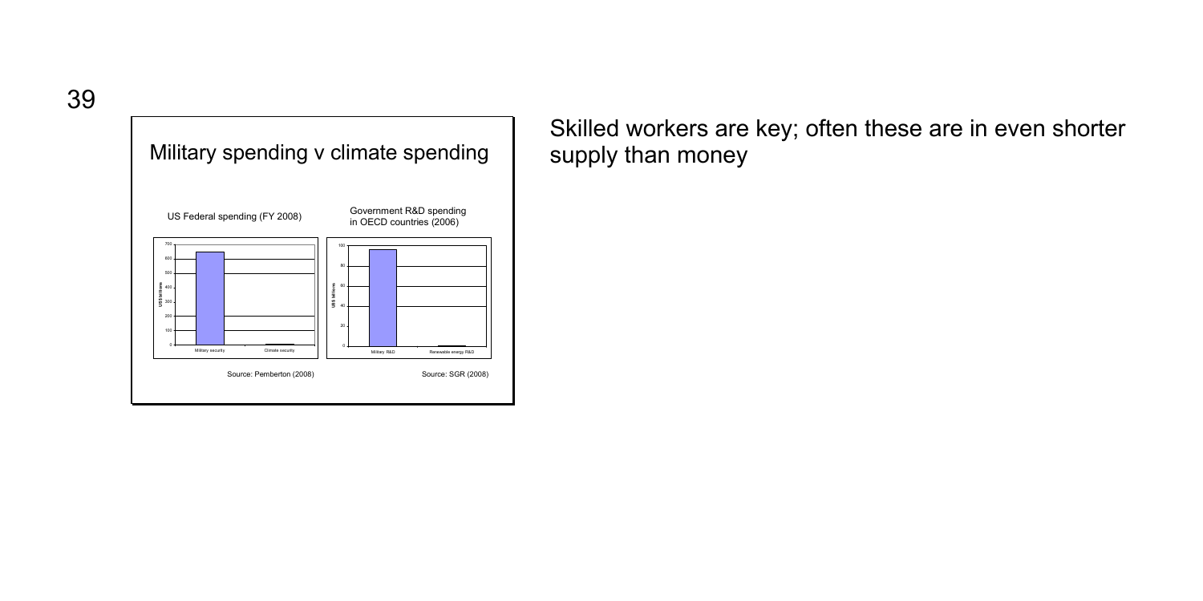## Military spending v climate spending

US Federal spending (FY 2008)

Source: Pemberton (2008)

Government R&D spending in OECD countries (2006)

Source: SGR (2008)

Skilled workers are key; often these are in even shorter supply than money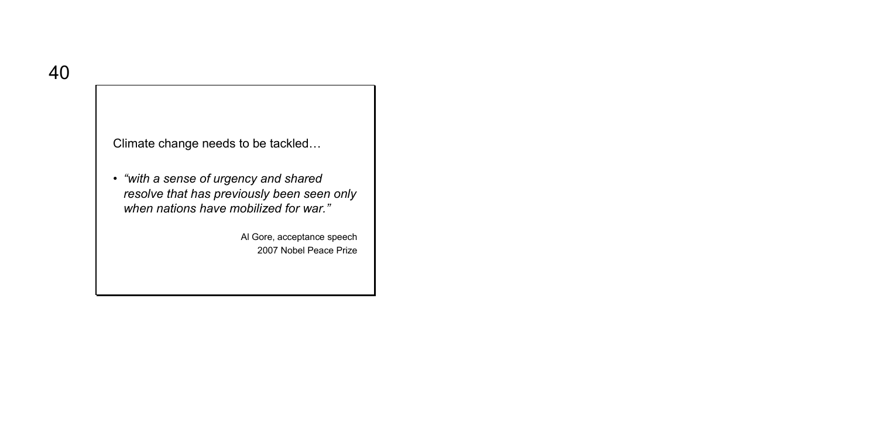Climate change needs to be tackled…

- *"with a sense of urgency and shared resolve that has previously been seen only when nations have mobilized for war."*

Al Gore, acceptance speech
2007 Nobel Peace Prize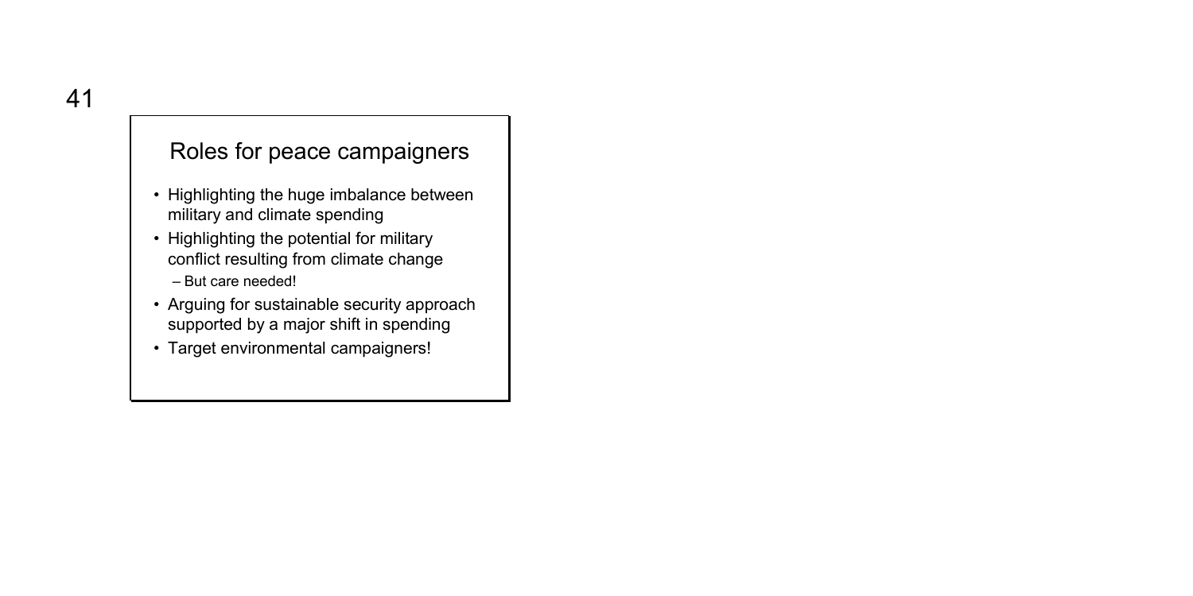## Roles for peace campaigners

- Highlighting the huge imbalance between military and climate spending
- Highlighting the potential for military conflict resulting from climate change
  - But care needed!
- Arguing for sustainable security approach supported by a major shift in spending
- Target environmental campaigners!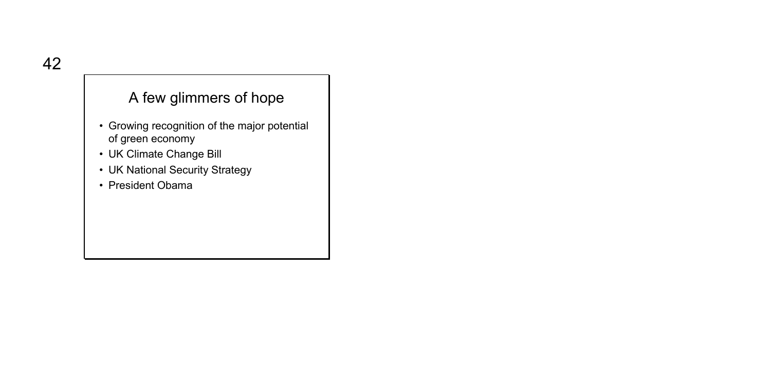## A few glimmers of hope

- Growing recognition of the major potential of green economy
- UK Climate Change Bill
- UK National Security Strategy
- President Obama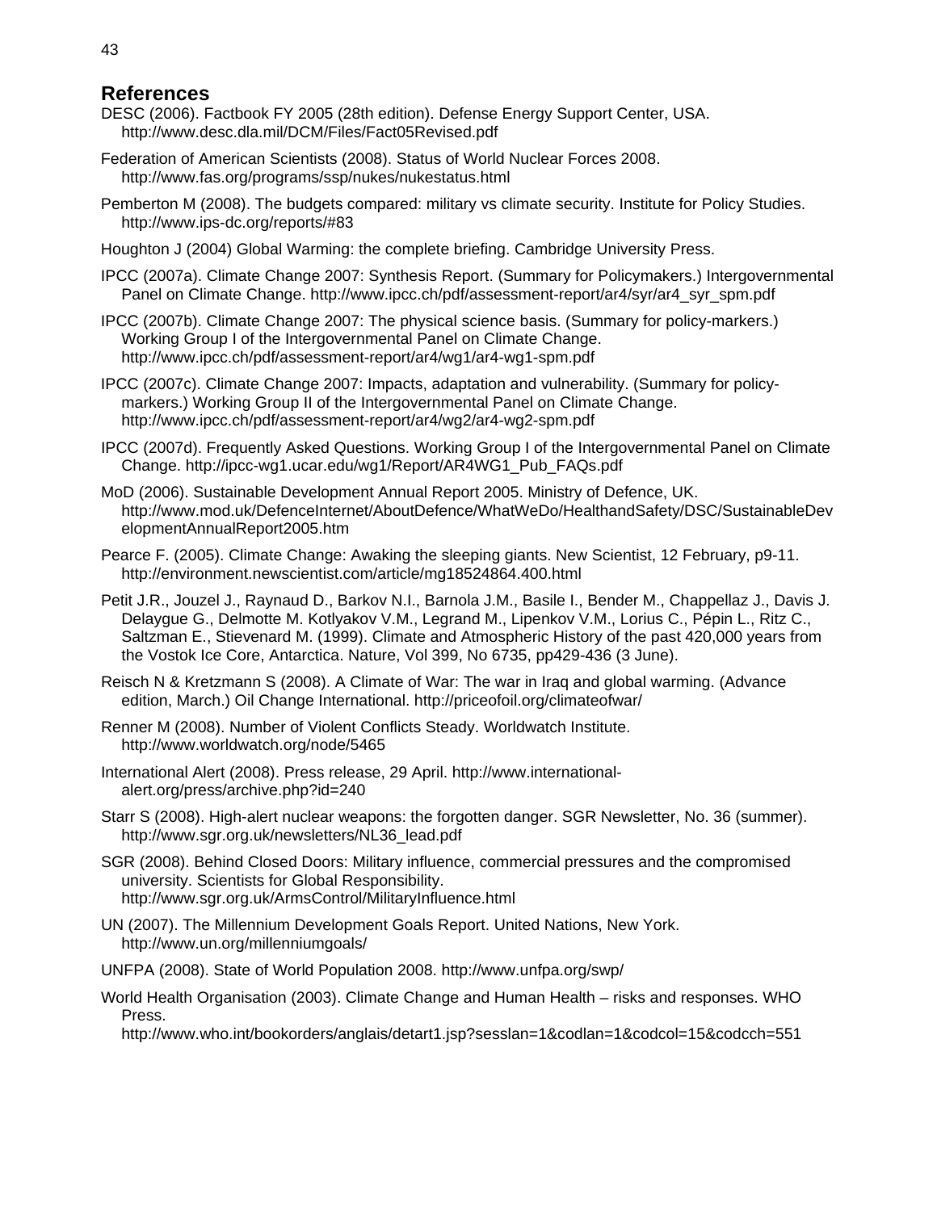## References

DESC (2006). Factbook FY 2005 (28th edition). Defense Energy Support Center, USA. http://www.desc.dla.mil/DCM/Files/Fact05Revised.pdf

Federation of American Scientists (2008). Status of World Nuclear Forces 2008. http://www.fas.org/programs/ssp/nukes/nukestatus.html

Pemberton M (2008). The budgets compared: military vs climate security. Institute for Policy Studies. http://www.ips-dc.org/reports/#83

Houghton J (2004) Global Warming: the complete briefing. Cambridge University Press.

IPCC (2007a). Climate Change 2007: Synthesis Report. (Summary for Policymakers.) Intergovernmental Panel on Climate Change. http://www.ipcc.ch/pdf/assessment-report/ar4/syr/ar4_syr_spm.pdf

IPCC (2007b). Climate Change 2007: The physical science basis. (Summary for policy-markers.) Working Group I of the Intergovernmental Panel on Climate Change. http://www.ipcc.ch/pdf/assessment-report/ar4/wg1/ar4-wg1-spm.pdf

IPCC (2007c). Climate Change 2007: Impacts, adaptation and vulnerability. (Summary for policy-markers.) Working Group II of the Intergovernmental Panel on Climate Change. http://www.ipcc.ch/pdf/assessment-report/ar4/wg2/ar4-wg2-spm.pdf

IPCC (2007d). Frequently Asked Questions. Working Group I of the Intergovernmental Panel on Climate Change. http://ipcc-wg1.ucar.edu/wg1/Report/AR4WG1_Pub_FAQs.pdf

MoD (2006). Sustainable Development Annual Report 2005. Ministry of Defence, UK. http://www.mod.uk/DefenceInternet/AboutDefence/WhatWeDo/HealthandSafety/DSC/SustainableDevelopmentAnnualReport2005.htm

Pearce F. (2005). Climate Change: Awaking the sleeping giants. New Scientist, 12 February, p9-11. http://environment.newscientist.com/article/mg18524864.400.html

Petit J.R., Jouzel J., Raynaud D., Barkov N.I., Barnola J.M., Basile I., Bender M., Chappellaz J., Davis J. Delaygue G., Delmotte M. Kotlyakov V.M., Legrand M., Lipenkov V.M., Lorius C., Pépin L., Ritz C., Saltzman E., Stievenard M. (1999). Climate and Atmospheric History of the past 420,000 years from the Vostok Ice Core, Antarctica. Nature, Vol 399, No 6735, pp429-436 (3 June).

Reisch N & Kretzmann S (2008). A Climate of War: The war in Iraq and global warming. (Advance edition, March.) Oil Change International. http://priceofoil.org/climateofwar/

Renner M (2008). Number of Violent Conflicts Steady. Worldwatch Institute. http://www.worldwatch.org/node/5465

International Alert (2008). Press release, 29 April. http://www.international-alert.org/press/archive.php?id=240

Starr S (2008). High-alert nuclear weapons: the forgotten danger. SGR Newsletter, No. 36 (summer). http://www.sgr.org.uk/newsletters/NL36_lead.pdf

SGR (2008). Behind Closed Doors: Military influence, commercial pressures and the compromised university. Scientists for Global Responsibility. http://www.sgr.org.uk/ArmsControl/MilitaryInfluence.html

UN (2007). The Millennium Development Goals Report. United Nations, New York. http://www.un.org/millenniumgoals/

UNFPA (2008). State of World Population 2008. http://www.unfpa.org/swp/

World Health Organisation (2003). Climate Change and Human Health – risks and responses. WHO Press. http://www.who.int/bookorders/anglais/detart1.jsp?sesslan=1&codlan=1&codcol=15&codcch=551